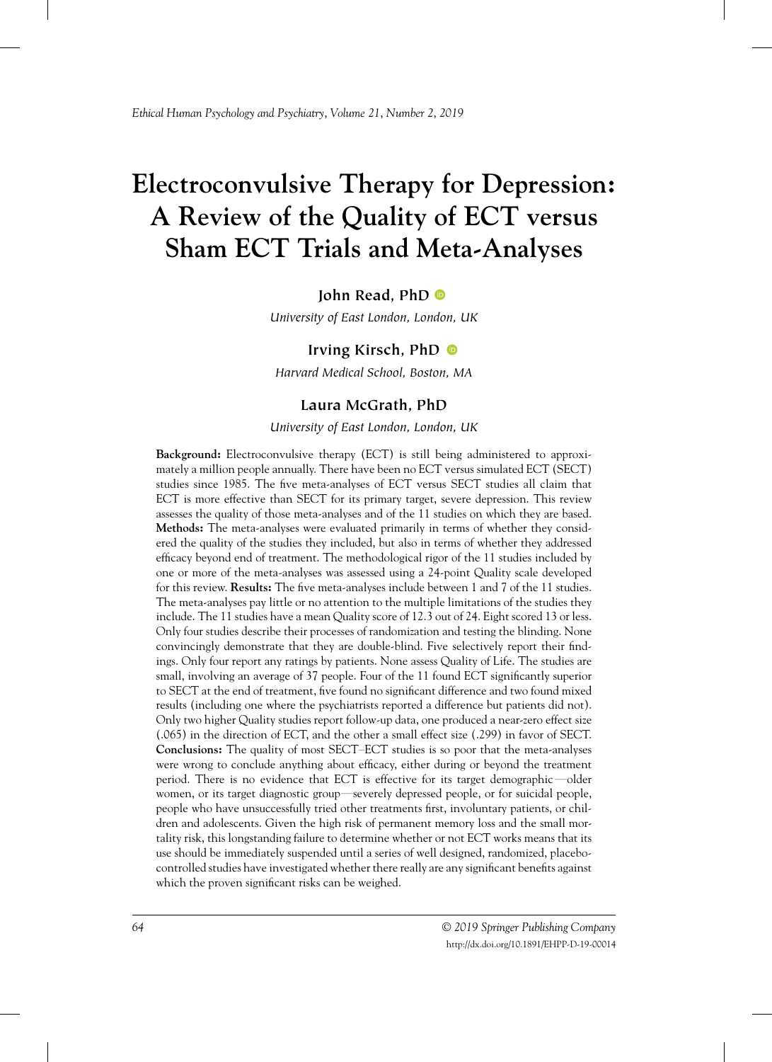# Electroconvulsive Therapy for Depression: A Review of the Quality of ECT versus Sham ECT Trials and Meta-Analyses

**John Read, PhD**

*University of East London, London, UK*

**Irving Kirsch, PhD**

*Harvard Medical School, Boston, MA*

**Laura McGrath, PhD**

*University of East London, London, UK*

**Background:** Electroconvulsive therapy (ECT) is still being administered to approximately a million people annually. There have been no ECT versus simulated ECT (SECT) studies since 1985. The five meta-analyses of ECT versus SECT studies all claim that ECT is more effective than SECT for its primary target, severe depression. This review assesses the quality of those meta-analyses and of the 11 studies on which they are based. **Methods:** The meta-analyses were evaluated primarily in terms of whether they considered the quality of the studies they included, but also in terms of whether they addressed efficacy beyond end of treatment. The methodological rigor of the 11 studies included by one or more of the meta-analyses was assessed using a 24-point Quality scale developed for this review. **Results:** The five meta-analyses include between 1 and 7 of the 11 studies. The meta-analyses pay little or no attention to the multiple limitations of the studies they include. The 11 studies have a mean Quality score of 12.3 out of 24. Eight scored 13 or less. Only four studies describe their processes of randomization and testing the blinding. None convincingly demonstrate that they are double-blind. Five selectively report their findings. Only four report any ratings by patients. None assess Quality of Life. The studies are small, involving an average of 37 people. Four of the 11 found ECT significantly superior to SECT at the end of treatment, five found no significant difference and two found mixed results (including one where the psychiatrists reported a difference but patients did not). Only two higher Quality studies report follow-up data, one produced a near-zero effect size (.065) in the direction of ECT, and the other a small effect size (.299) in favor of SECT. **Conclusions:** The quality of most SECT–ECT studies is so poor that the meta-analyses were wrong to conclude anything about efficacy, either during or beyond the treatment period. There is no evidence that ECT is effective for its target demographic—older women, or its target diagnostic group—severely depressed people, or for suicidal people, people who have unsuccessfully tried other treatments first, involuntary patients, or children and adolescents. Given the high risk of permanent memory loss and the small mortality risk, this longstanding failure to determine whether or not ECT works means that its use should be immediately suspended until a series of well designed, randomized, placebo-controlled studies have investigated whether there really are any significant benefits against which the proven significant risks can be weighed.

© 2019 Springer Publishing Company
http://dx.doi.org/10.1891/EHPP-D-19-00014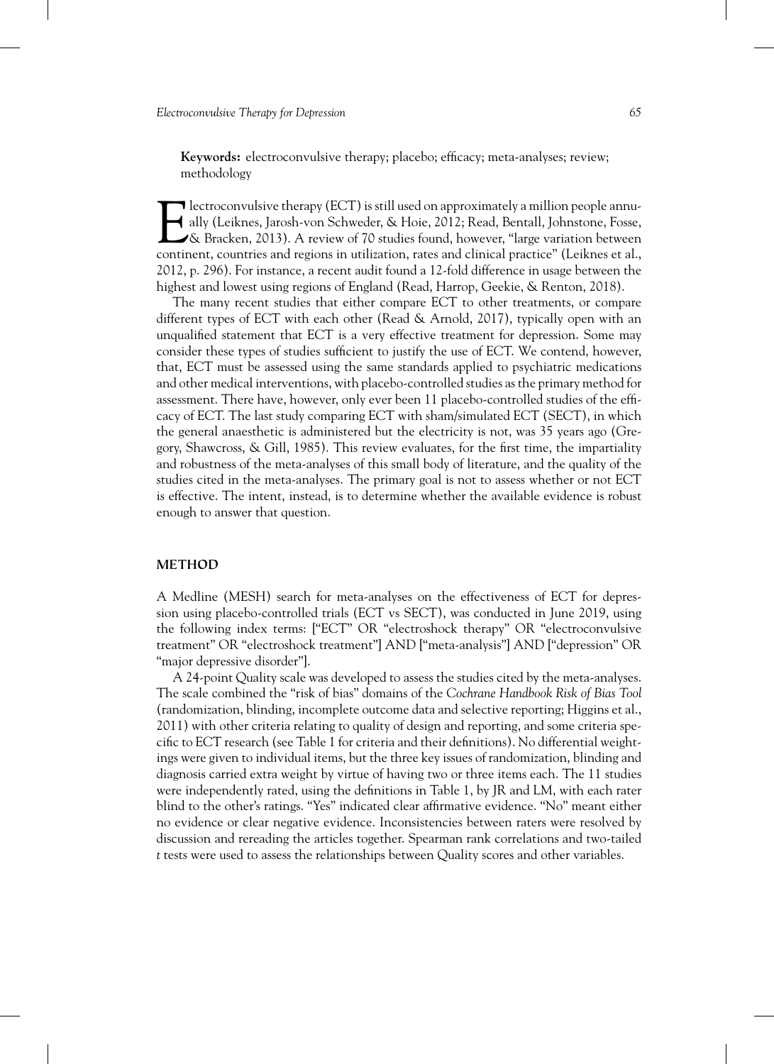**Keywords:** electroconvulsive therapy; placebo; efficacy; meta-analyses; review; methodology

Electroconvulsive therapy (ECT) is still used on approximately a million people annually (Leiknes, Jarosh-von Schweder, & Hoie, 2012; Read, Bentall, Johnstone, Fosse, & Bracken, 2013). A review of 70 studies found, however, "large variation between continent, countries and regions in utilization, rates and clinical practice" (Leiknes et al., 2012, p. 296). For instance, a recent audit found a 12-fold difference in usage between the highest and lowest using regions of England (Read, Harrop, Geekie, & Renton, 2018).

The many recent studies that either compare ECT to other treatments, or compare different types of ECT with each other (Read & Arnold, 2017), typically open with an unqualified statement that ECT is a very effective treatment for depression. Some may consider these types of studies sufficient to justify the use of ECT. We contend, however, that, ECT must be assessed using the same standards applied to psychiatric medications and other medical interventions, with placebo-controlled studies as the primary method for assessment. There have, however, only ever been 11 placebo-controlled studies of the efficacy of ECT. The last study comparing ECT with sham/simulated ECT (SECT), in which the general anaesthetic is administered but the electricity is not, was 35 years ago (Gregory, Shawcross, & Gill, 1985). This review evaluates, for the first time, the impartiality and robustness of the meta-analyses of this small body of literature, and the quality of the studies cited in the meta-analyses. The primary goal is not to assess whether or not ECT is effective. The intent, instead, is to determine whether the available evidence is robust enough to answer that question.

## METHOD

A Medline (MESH) search for meta-analyses on the effectiveness of ECT for depression using placebo-controlled trials (ECT vs SECT), was conducted in June 2019, using the following index terms: ["ECT" OR "electroshock therapy" OR "electroconvulsive treatment" OR "electroshock treatment"] AND ["meta-analysis"] AND ["depression" OR "major depressive disorder"].

A 24-point Quality scale was developed to assess the studies cited by the meta-analyses. The scale combined the "risk of bias" domains of the *Cochrane Handbook Risk of Bias Tool* (randomization, blinding, incomplete outcome data and selective reporting; Higgins et al., 2011) with other criteria relating to quality of design and reporting, and some criteria specific to ECT research (see Table 1 for criteria and their definitions). No differential weightings were given to individual items, but the three key issues of randomization, blinding and diagnosis carried extra weight by virtue of having two or three items each. The 11 studies were independently rated, using the definitions in Table 1, by JR and LM, with each rater blind to the other's ratings. "Yes" indicated clear affirmative evidence. "No" meant either no evidence or clear negative evidence. Inconsistencies between raters were resolved by discussion and rereading the articles together. Spearman rank correlations and two-tailed *t* tests were used to assess the relationships between Quality scores and other variables.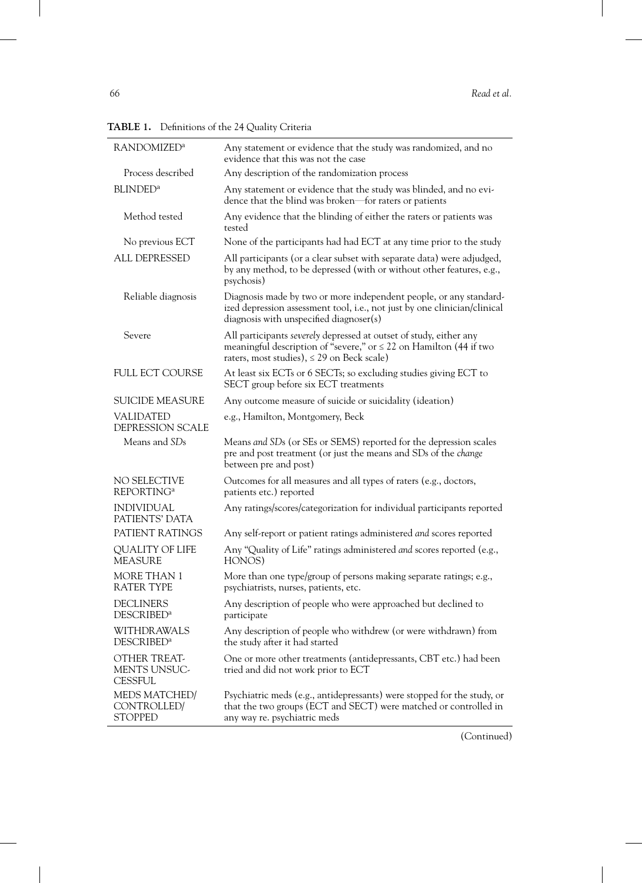**TABLE 1.** Definitions of the 24 Quality Criteria

| | |
|---|---|
| RANDOMIZED[a] | Any statement or evidence that the study was randomized, and no evidence that this was not the case |
| Process described | Any description of the randomization process |
| BLINDED[a] | Any statement or evidence that the study was blinded, and no evidence that the blind was broken—for raters or patients |
| Method tested | Any evidence that the blinding of either the raters or patients was tested |
| No previous ECT | None of the participants had had ECT at any time prior to the study |
| ALL DEPRESSED | All participants (or a clear subset with separate data) were adjudged, by any method, to be depressed (with or without other features, e.g., psychosis) |
| Reliable diagnosis | Diagnosis made by two or more independent people, or any standardized depression assessment tool, i.e., not just by one clinician/clinical diagnosis with unspecified diagnoser(s) |
| Severe | All participants *severely* depressed at outset of study, either any meaningful description of "severe," or ≤ 22 on Hamilton (44 if two raters, most studies), ≤ 29 on Beck scale) |
| FULL ECT COURSE | At least six ECTs or 6 SECTs; so excluding studies giving ECT to SECT group before six ECT treatments |
| SUICIDE MEASURE | Any outcome measure of suicide or suicidality (ideation) |
| VALIDATED DEPRESSION SCALE | e.g., Hamilton, Montgomery, Beck |
| Means and *SD*s | Means *and SD*s (or SEs or SEMS) reported for the depression scales pre and post treatment (or just the means and SDs of the *change* between pre and post) |
| NO SELECTIVE REPORTING[a] | Outcomes for all measures and all types of raters (e.g., doctors, patients etc.) reported |
| INDIVIDUAL PATIENTS' DATA | Any ratings/scores/categorization for individual participants reported |
| PATIENT RATINGS | Any self-report or patient ratings administered *and* scores reported |
| QUALITY OF LIFE MEASURE | Any "Quality of Life" ratings administered *and* scores reported (e.g., HONOS) |
| MORE THAN 1 RATER TYPE | More than one type/group of persons making separate ratings; e.g., psychiatrists, nurses, patients, etc. |
| DECLINERS DESCRIBED[a] | Any description of people who were approached but declined to participate |
| WITHDRAWALS DESCRIBED[a] | Any description of people who withdrew (or were withdrawn) from the study after it had started |
| OTHER TREATMENTS UNSUCCESSFUL | One or more other treatments (antidepressants, CBT etc.) had been tried and did not work prior to ECT |
| MEDS MATCHED/ CONTROLLED/ STOPPED | Psychiatric meds (e.g., antidepressants) were stopped for the study, or that the two groups (ECT and SECT) were matched or controlled in any way re. psychiatric meds |

(Continued)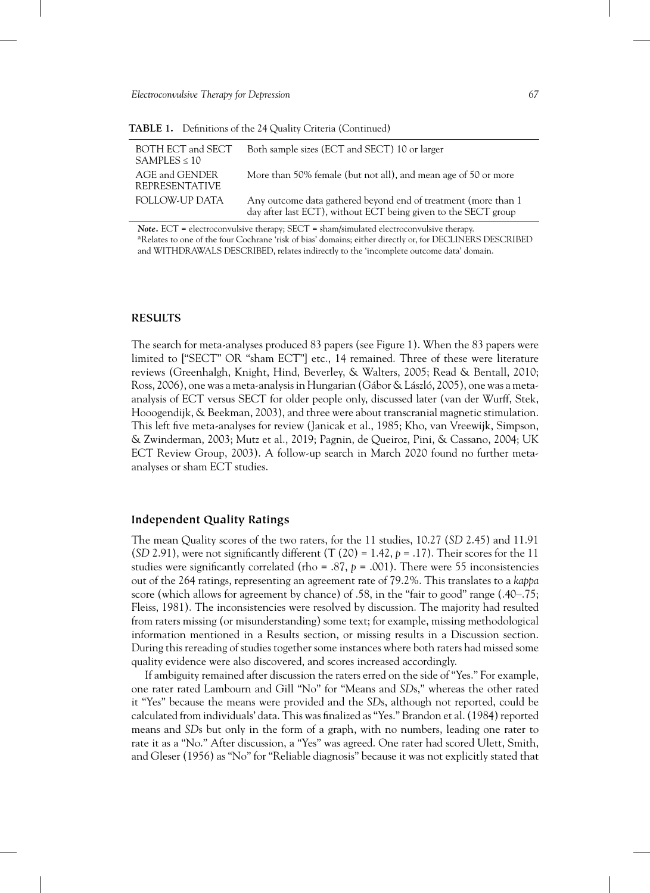**TABLE 1.** Definitions of the 24 Quality Criteria (Continued)

| | |
|---|---|
| BOTH ECT and SECT SAMPLES ≤ 10 | Both sample sizes (ECT and SECT) 10 or larger |
| AGE and GENDER REPRESENTATIVE | More than 50% female (but not all), and mean age of 50 or more |
| FOLLOW-UP DATA | Any outcome data gathered beyond end of treatment (more than 1 day after last ECT), without ECT being given to the SECT group |

***Note.*** ECT = electroconvulsive therapy; SECT = sham/simulated electroconvulsive therapy.
[a]Relates to one of the four Cochrane 'risk of bias' domains; either directly or, for DECLINERS DESCRIBED and WITHDRAWALS DESCRIBED, relates indirectly to the 'incomplete outcome data' domain.

## RESULTS

The search for meta-analyses produced 83 papers (see Figure 1). When the 83 papers were limited to ["SECT" OR "sham ECT"] etc., 14 remained. Three of these were literature reviews (Greenhalgh, Knight, Hind, Beverley, & Walters, 2005; Read & Bentall, 2010; Ross, 2006), one was a meta-analysis in Hungarian (Gábor & László, 2005), one was a meta-analysis of ECT versus SECT for older people only, discussed later (van der Wurff, Stek, Hooogendijk, & Beekman, 2003), and three were about transcranial magnetic stimulation. This left five meta-analyses for review (Janicak et al., 1985; Kho, van Vreewijk, Simpson, & Zwinderman, 2003; Mutz et al., 2019; Pagnin, de Queiroz, Pini, & Cassano, 2004; UK ECT Review Group, 2003). A follow-up search in March 2020 found no further meta-analyses or sham ECT studies.

### Independent Quality Ratings

The mean Quality scores of the two raters, for the 11 studies, 10.27 (*SD* 2.45) and 11.91 (*SD* 2.91), were not significantly different ($T(20) = 1.42$, $p = .17$). Their scores for the 11 studies were significantly correlated (rho = .87, $p = .001$). There were 55 inconsistencies out of the 264 ratings, representing an agreement rate of 79.2%. This translates to a *kappa* score (which allows for agreement by chance) of .58, in the "fair to good" range (.40–.75; Fleiss, 1981). The inconsistencies were resolved by discussion. The majority had resulted from raters missing (or misunderstanding) some text; for example, missing methodological information mentioned in a Results section, or missing results in a Discussion section. During this rereading of studies together some instances where both raters had missed some quality evidence were also discovered, and scores increased accordingly.

If ambiguity remained after discussion the raters erred on the side of "Yes." For example, one rater rated Lambourn and Gill "No" for "Means and *SD*s," whereas the other rated it "Yes" because the means were provided and the *SD*s, although not reported, could be calculated from individuals' data. This was finalized as "Yes." Brandon et al. (1984) reported means and *SD*s but only in the form of a graph, with no numbers, leading one rater to rate it as a "No." After discussion, a "Yes" was agreed. One rater had scored Ulett, Smith, and Gleser (1956) as "No" for "Reliable diagnosis" because it was not explicitly stated that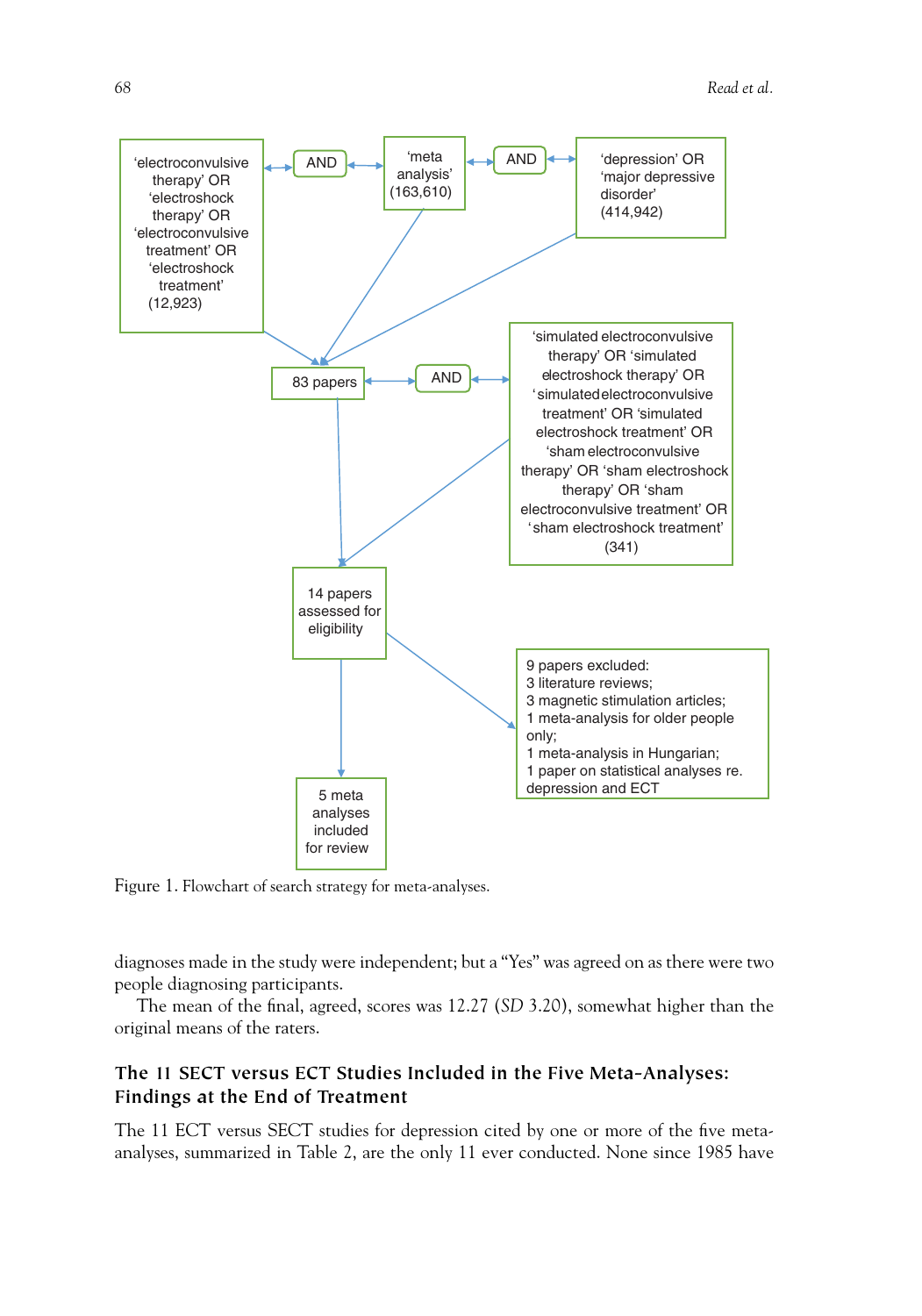'electroconvulsive therapy' OR 'electroshock therapy' OR 'electroconvulsive treatment' OR 'electroshock treatment' (12,923)

AND

'meta analysis' (163,610)

AND

'depression' OR 'major depressive disorder' (414,942)

83 papers

AND

'simulated electroconvulsive therapy' OR 'simulated electroshock therapy' OR 'simulated electroconvulsive treatment' OR 'simulated electroshock treatment' OR 'sham electroconvulsive therapy' OR 'sham electroshock therapy' OR 'sham electroconvulsive treatment' OR 'sham electroshock treatment' (341)

14 papers assessed for eligibility

9 papers excluded:
3 literature reviews;
3 magnetic stimulation articles;
1 meta-analysis for older people only;
1 meta-analysis in Hungarian;
1 paper on statistical analyses re. depression and ECT

5 meta analyses included for review

Figure 1. Flowchart of search strategy for meta-analyses.

diagnoses made in the study were independent; but a "Yes" was agreed on as there were two people diagnosing participants.

The mean of the final, agreed, scores was 12.27 (*SD* 3.20), somewhat higher than the original means of the raters.

## The 11 SECT versus ECT Studies Included in the Five Meta-Analyses: Findings at the End of Treatment

The 11 ECT versus SECT studies for depression cited by one or more of the five meta-analyses, summarized in Table 2, are the only 11 ever conducted. None since 1985 have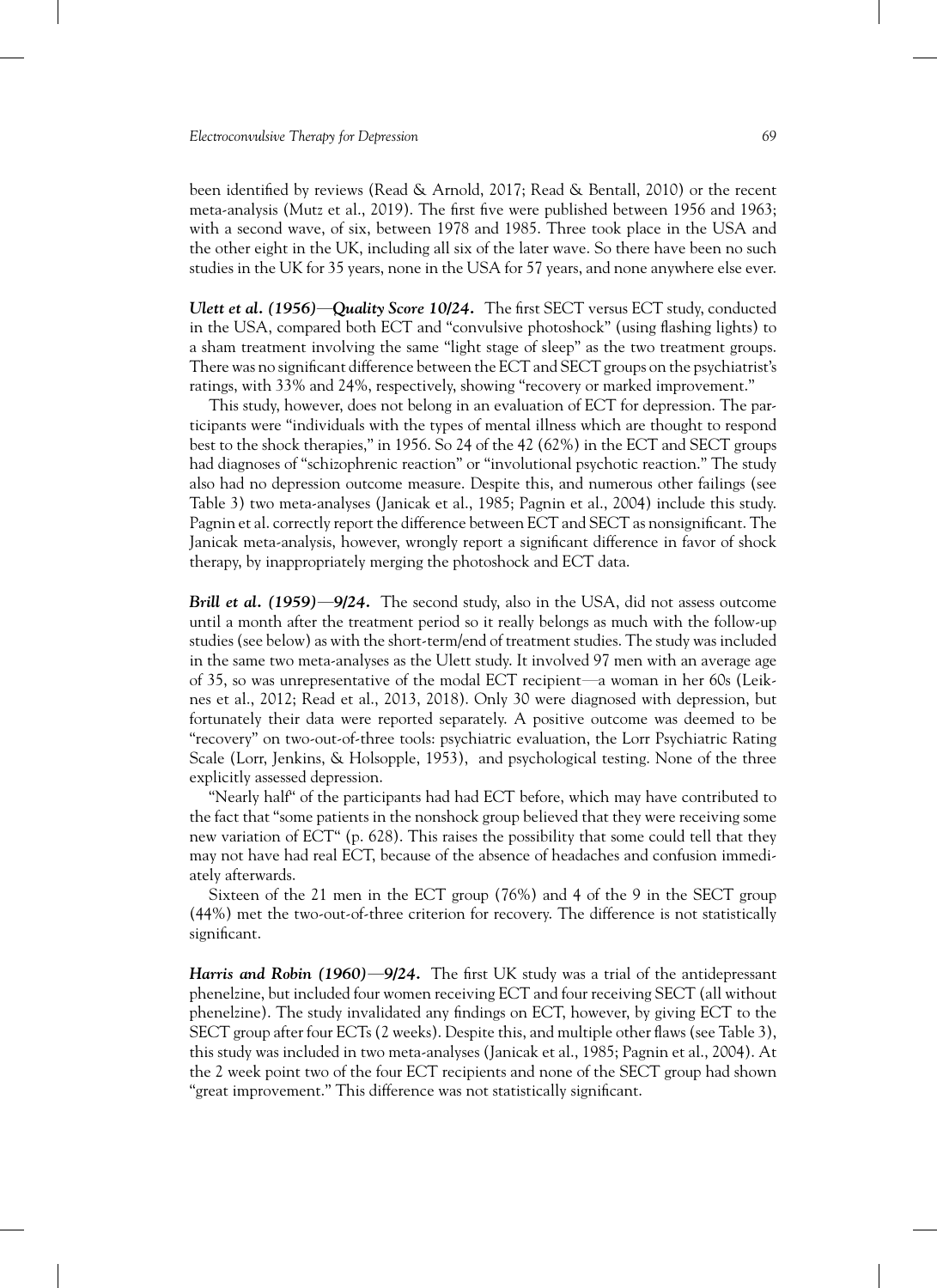been identified by reviews (Read & Arnold, 2017; Read & Bentall, 2010) or the recent meta-analysis (Mutz et al., 2019). The first five were published between 1956 and 1963; with a second wave, of six, between 1978 and 1985. Three took place in the USA and the other eight in the UK, including all six of the later wave. So there have been no such studies in the UK for 35 years, none in the USA for 57 years, and none anywhere else ever.

***Ulett et al. (1956)—Quality Score 10/24.*** The first SECT versus ECT study, conducted in the USA, compared both ECT and "convulsive photoshock" (using flashing lights) to a sham treatment involving the same "light stage of sleep" as the two treatment groups. There was no significant difference between the ECT and SECT groups on the psychiatrist's ratings, with 33% and 24%, respectively, showing "recovery or marked improvement."

This study, however, does not belong in an evaluation of ECT for depression. The participants were "individuals with the types of mental illness which are thought to respond best to the shock therapies," in 1956. So 24 of the 42 (62%) in the ECT and SECT groups had diagnoses of "schizophrenic reaction" or "involutional psychotic reaction." The study also had no depression outcome measure. Despite this, and numerous other failings (see Table 3) two meta-analyses (Janicak et al., 1985; Pagnin et al., 2004) include this study. Pagnin et al. correctly report the difference between ECT and SECT as nonsignificant. The Janicak meta-analysis, however, wrongly report a significant difference in favor of shock therapy, by inappropriately merging the photoshock and ECT data.

***Brill et al. (1959)—9/24.*** The second study, also in the USA, did not assess outcome until a month after the treatment period so it really belongs as much with the follow-up studies (see below) as with the short-term/end of treatment studies. The study was included in the same two meta-analyses as the Ulett study. It involved 97 men with an average age of 35, so was unrepresentative of the modal ECT recipient—a woman in her 60s (Leiknes et al., 2012; Read et al., 2013, 2018). Only 30 were diagnosed with depression, but fortunately their data were reported separately. A positive outcome was deemed to be "recovery" on two-out-of-three tools: psychiatric evaluation, the Lorr Psychiatric Rating Scale (Lorr, Jenkins, & Holsopple, 1953), and psychological testing. None of the three explicitly assessed depression.

"Nearly half" of the participants had had ECT before, which may have contributed to the fact that "some patients in the nonshock group believed that they were receiving some new variation of ECT" (p. 628). This raises the possibility that some could tell that they may not have had real ECT, because of the absence of headaches and confusion immediately afterwards.

Sixteen of the 21 men in the ECT group (76%) and 4 of the 9 in the SECT group (44%) met the two-out-of-three criterion for recovery. The difference is not statistically significant.

***Harris and Robin (1960)—9/24.*** The first UK study was a trial of the antidepressant phenelzine, but included four women receiving ECT and four receiving SECT (all without phenelzine). The study invalidated any findings on ECT, however, by giving ECT to the SECT group after four ECTs (2 weeks). Despite this, and multiple other flaws (see Table 3), this study was included in two meta-analyses (Janicak et al., 1985; Pagnin et al., 2004). At the 2 week point two of the four ECT recipients and none of the SECT group had shown "great improvement." This difference was not statistically significant.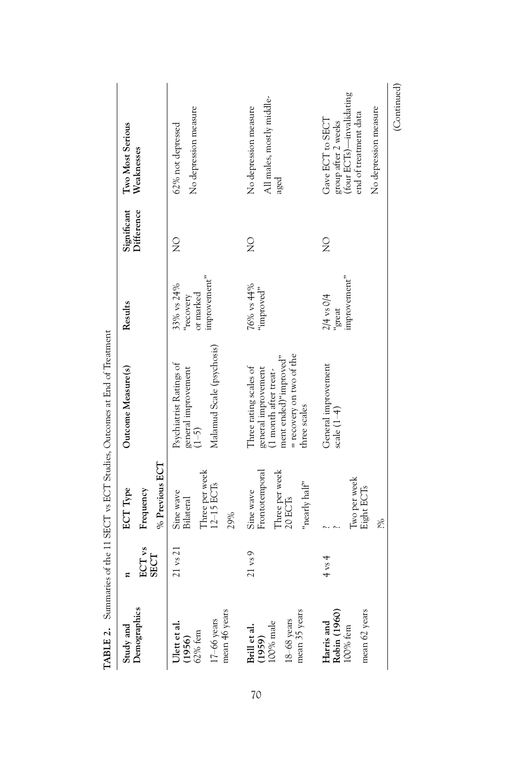**TABLE 2.** Summaries of the 11 SECT vs ECT Studies, Outcomes at End of Treatment

| Study and Demographics | *n* ECT vs SECT | ECT Type / Frequency / % Previous ECT | Outcome Measure(s) | Results | Significant Difference | Two Most Serious Weaknesses |
|---|---|---|---|---|---|---|
| **Ulett et al. (1956)** 62% fem; 17–66 years; mean 46 years | 21 vs 21 | Sine wave Bilateral; Three per week 12–15 ECTs; 29% | Psychiatrist Ratings of general improvement (1–5); Malamud Scale (psychosis) | 33% vs 24% "recovery or marked improvement" | NO | 62% not depressed; No depression measure |
| **Brill et al. (1959)** 100% male; 18–68 years; mean 35 years | 21 vs 9 | Sine wave Frontotemporal; Three per week 20 ECTs; "nearly half" | Three rating scales of general improvement (1 month after treatment ended)"improved" = recovery on two of the three scales | 76% vs 44% "improved" | NO | No depression measure; All males, mostly middle-aged |
| **Harris and Robin (1960)** 100% fem; mean 62 years | 4 vs 4 | ? ?; Two per week Eight ECTs; ?% | General improvement scale (1–4) | 2/4 vs 0/4 "great improvement" | NO | Gave ECT to SECT group after 2 weeks (four ECTs)—invalidating end of treatment data; No depression measure |

(Continued)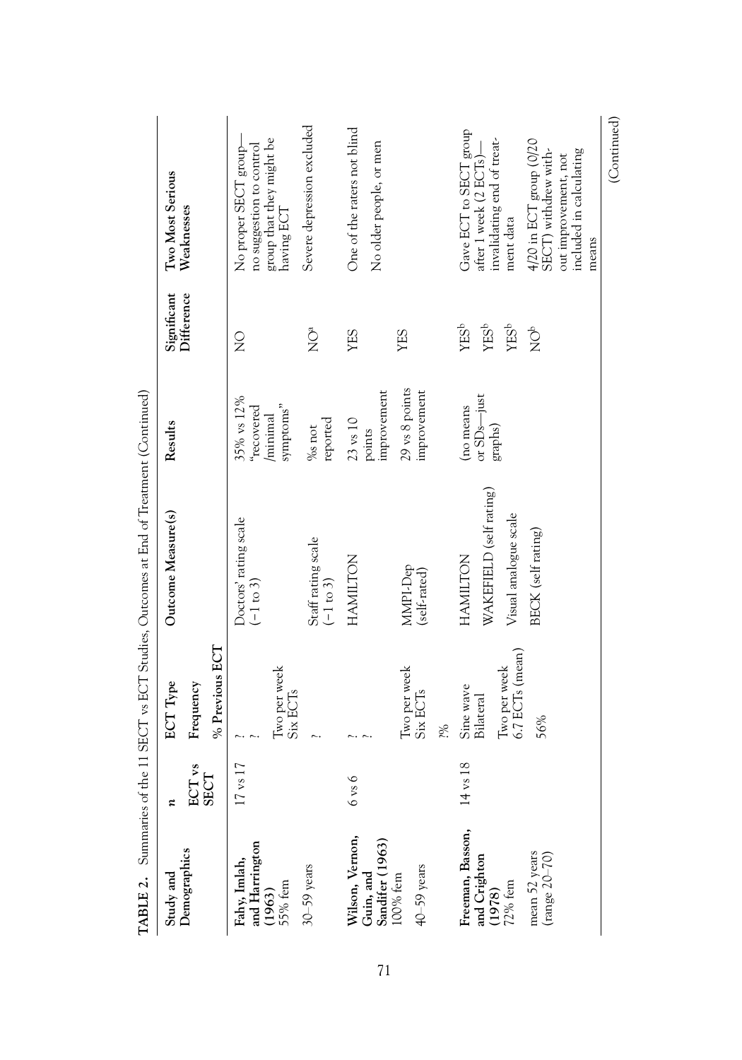**TABLE 2.** Summaries of the 11 SECT vs ECT Studies, Outcomes at End of Treatment (Continued)

| Study and Demographics | n ECT vs SECT | ECT Type Frequency % Previous ECT | Outcome Measure(s) | Results | Significant Difference | Two Most Serious Weaknesses |
|---|---|---|---|---|---|---|
| **Fahy, Imlah, and Harrington (1963)** 55% fem 30–59 years | 17 vs 17 | ? ? Two per week Six ECTs ? | Doctors' rating scale (−1 to 3) | 35% vs 12% "recovered /minimal symptoms" | NO | No proper SECT group—no suggestion to control group that they might be having ECT |
| | | | Staff rating scale (−1 to 3) | %s not reported | NO[a] | Severe depression excluded |
| **Wilson, Vernon, Guin, and Sandifer (1963)** 100% fem 40–59 years | 6 vs 6 | ? ? Two per week Six ECTs ?% | HAMILTON | 23 vs 10 points improvement | YES | One of the raters not blind |
| | | | MMPI-Dep (self-rated) | 29 vs 8 points improvement | YES | No older people, or men |
| **Freeman, Basson, and Crighton (1978)** 72% fem mean 52 years (range 20–70) | 14 vs 18 | Sine wave Bilateral Two per week 6.7 ECTs (mean) 56% | HAMILTON | (no means or SDs—just graphs) | YES[b] | Gave ECT to SECT group after 1 week (2 ECTs)—invalidating end of treatment data |
| | | | WAKEFIELD (self rating) | | YES[b] | |
| | | | Visual analogue scale | | YES[b] | |
| | | | BECK (self rating) | | NO[b] | 4/20 in ECT group (0/20 SECT) withdrew without improvement, not included in calculating means |

(Continued)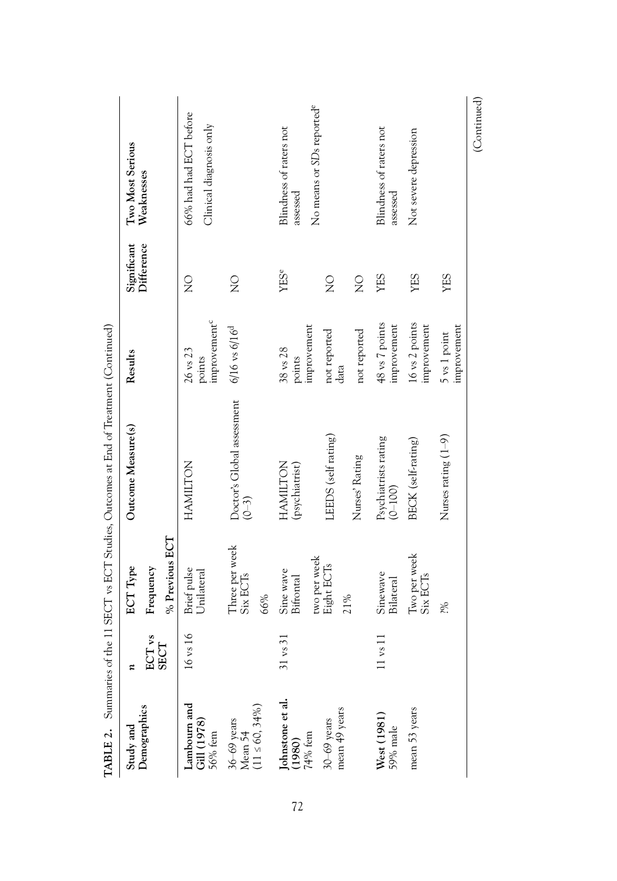**TABLE 2.** Summaries of the 11 SECT vs ECT Studies, Outcomes at End of Treatment (Continued)

| Study and Demographics | n ECT vs SECT | ECT Type / Frequency / % Previous ECT | Outcome Measure(s) | Results | Significant Difference | Two Most Serious Weaknesses |
|---|---|---|---|---|---|---|
| **Lambourn and Gill (1978)** 56% fem; 36–69 years Mean 54 (11 ≤ 60, 34%) | 16 vs 16 | Brief pulse Unilateral; Three per week Six ECTs; 66% | HAMILTON | 26 vs 23 points improvement[c] | NO | 66% had had ECT before; Clinical diagnosis only |
| | | | Doctor's Global assessment (0–3) | 6/16 vs 6/16[d] | NO | |
| **Johnstone et al. (1980)** 74% fem; 30–69 years mean 49 years | 31 vs 31 | Sine wave Bifrontal; two per week Eight ECTs; 21% | HAMILTON (psychiatrist) | 38 vs 28 points improvement | YES[e] | Blindness of raters not assessed; No means or SDs reported[e] |
| | | | LEEDS (self rating) | not reported data | NO | |
| | | | Nurses' Rating | not reported | NO | |
| **West (1981)** 59% male; mean 53 years | 11 vs 11 | Sinewave Bilateral; Two per week Six ECTs; ?% | Psychiatrists rating (0–100) | 48 vs 7 points improvement | YES | Blindness of raters not assessed; Not severe depression |
| | | | BECK (self-rating) | 16 vs 2 points improvement | YES | |
| | | | Nurses rating (1–9) | 5 vs 1 point improvement | YES | |

(Continued)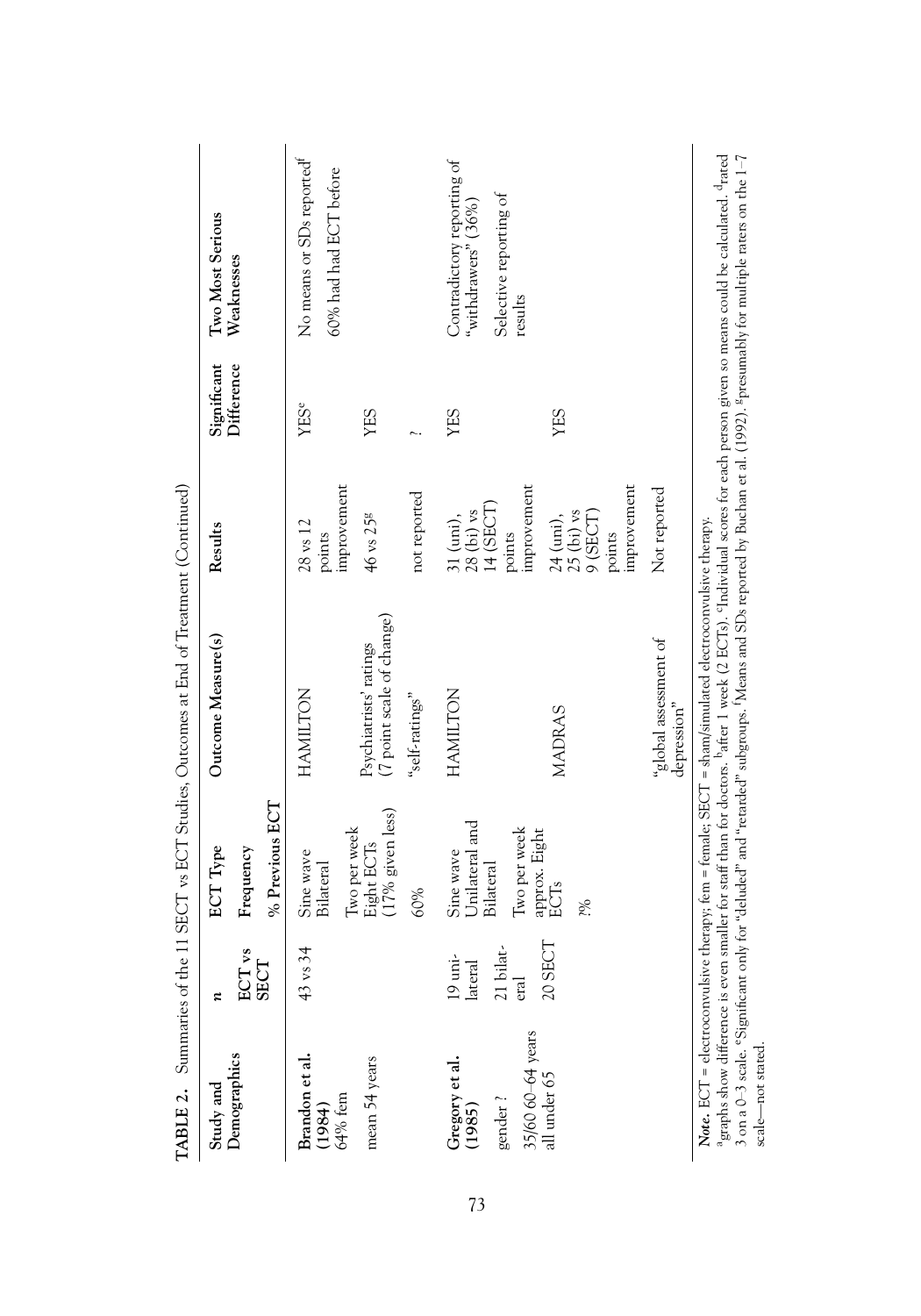**TABLE 2.** Summaries of the 11 SECT vs ECT Studies, Outcomes at End of Treatment (Continued)

| Study and Demographics | *n* ECT vs SECT | ECT Type / Frequency / % Previous ECT | Outcome Measure(s) | Results | Significant Difference | Two Most Serious Weaknesses |
|---|---|---|---|---|---|---|
| **Brandon et al. (1984)** 64% fem mean 54 years | 43 vs 34 | Sine wave Bilateral; Two per week Eight ECTs (17% given less); 60% | HAMILTON | 28 vs 12 points improvement | YES[e] | No means or SDs reported[f]; 60% had had ECT before |
| | | | Psychiatrists' ratings (7 point scale of change) | 46 vs 25[g] | YES | |
| | | | "self-ratings" | not reported | ? | |
| **Gregory et al. (1985)** gender ? 35/60 60–64 years all under 65 | 19 unilateral; 21 bilateral; 20 SECT | Sine wave Unilateral and Bilateral; Two per week approx. Eight ECTs; ?% | HAMILTON | 31 (uni), 28 (bi) vs 14 (SECT) points improvement | YES | Contradictory reporting of "withdrawers" (36%); Selective reporting of results |
| | | | MADRAS | 24 (uni), 25 (bi) vs 9 (SECT) points improvement | YES | |
| | | | "global assessment of depression" | Not reported | | |

***Note.*** ECT = electroconvulsive therapy; fem = female; SECT = sham/simulated electroconvulsive therapy.
[a]graphs show difference is even smaller for staff than for doctors. [b]after 1 week (2 ECTs). [c]Individual scores for each person given so means could be calculated. [d]rated 3 on a 0–3 scale. [e]Significant only for "deluded" and "retarded" subgroups. [f]Means and SDs reported by Buchan et al. (1992). [g]presumably for multiple raters on the 1–7 scale—not stated.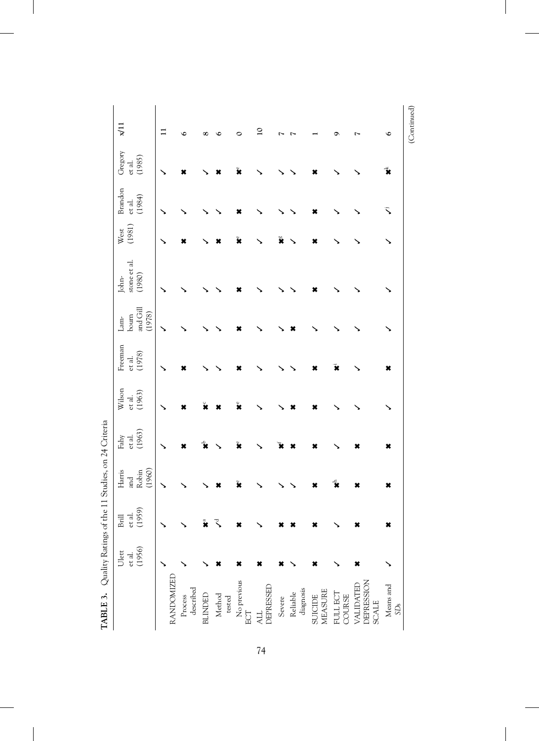**TABLE 3.** Quality Ratings of the 11 Studies, on 24 Criteria

| | Ulett et al. (1956) | Brill et al. (1959) | Harris and Robin (1960) | Fahy et al. (1963) | Wilson et al. (1963) | Freeman et al. (1978) | Lambourn and Gill (1978) | Johnstone et al. (1980) | West (1981) | Brandon et al. (1984) | Gregory et al. (1985) | x/11 |
|---|---|---|---|---|---|---|---|---|---|---|---|---|
| RANDOMIZED | ✓ | ✓ | ✓ | ✓ | ✓ | ✓ | ✓ | ✓ | ✓ | ✓ | ✓ | 11 |
| Process described | ✓ | ✓ | ✓ | ✗ | ✗ | ✗ | ✓ | ✓ | ✗ | ✓ | ✗ | 6 |
| BLINDED | ✓ | ✗[a] | ✓ | ✗[b] | ✗[c] | ✓ | ✓ | ✓ | ✓ | ✓ | ✓ | 8 |
| Method tested | ✗ | ✓[d] | ✗ | ✓ | ✗ | ✓ | ✓ | ✓ | ✗ | ✓ | ✗ | 6 |
| No previous ECT | ✗ | ✗ | ✗[e] | ✗[e] | ✗[e] | ✗ | ✗ | ✗ | ✗[e] | ✗ | ✗[e] | 0 |
| ALL DEPRESSED | ✗ | ✓ | ✓ | ✓ | ✓ | ✓ | ✓ | ✓ | ✓ | ✓ | ✓ | 10 |
| Severe | ✗ | ✗ | ✓ | ✗[f] | ✓ | ✓ | ✓ | ✓ | ✗[g] | ✓ | ✓ | 7 |
| Reliable diagnosis | ✓ | ✗ | ✓ | ✗ | ✗ | ✓ | ✗ | ✓ | ✓ | ✓ | ✓ | 7 |
| SUICIDE MEASURE | ✗ | ✗ | ✗ | ✗ | ✗ | ✗ | ✓ | ✗ | ✗ | ✗ | ✗ | 1 |
| FULL ECT COURSE | ✓ | ✓ | ✗[h] | ✓ | ✓ | ✗[i] | ✓ | ✓ | ✓ | ✓ | ✓ | 9 |
| VALIDATED DEPRESSION SCALE | ✗ | ✗ | ✗ | ✗ | ✓ | ✓ | ✓ | ✓ | ✓ | ✓ | ✓ | 7 |
| Means and *SDs* | ✓ | ✗ | ✗ | ✗ | ✓ | ✗ | ✓ | ✓ | ✓ | ✓[j] | ✗[k] | 6 |

(Continued)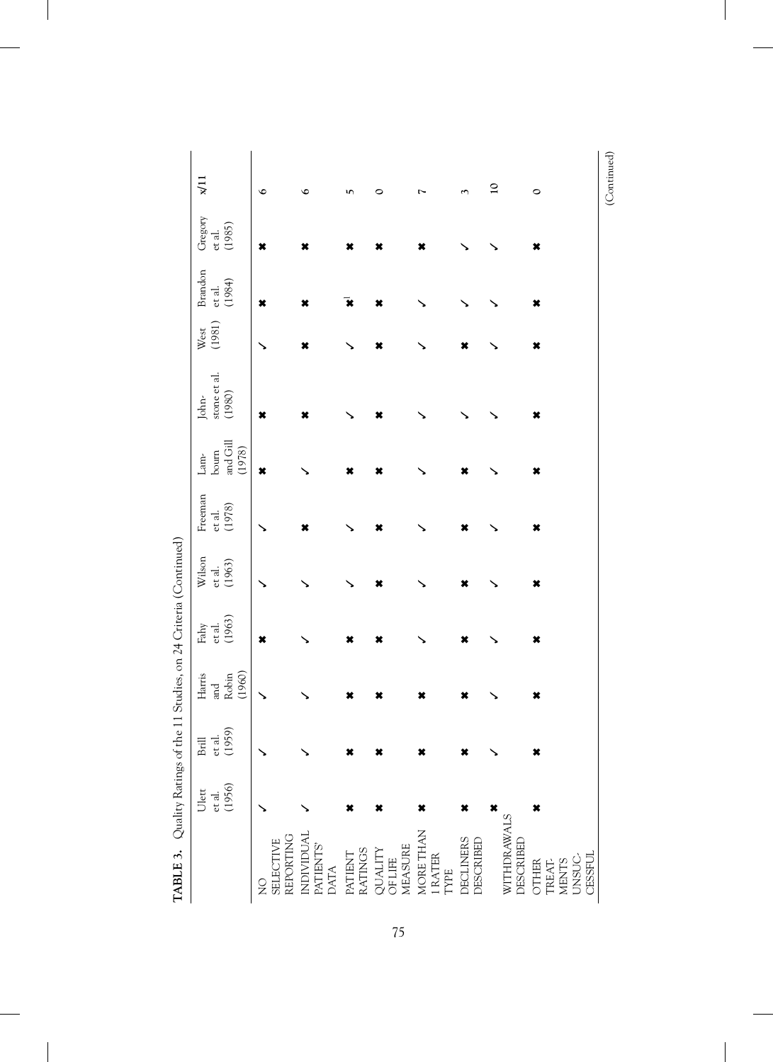**TABLE 3.** Quality Ratings of the 11 Studies, on 24 Criteria (Continued)

| | Ulett et al. (1956) | Brill et al. (1959) | Harris and Robin (1960) | Fahy et al. (1963) | Wilson et al. (1963) | Freeman et al. (1978) | Lambourn and Gill (1978) | Johnstone et al. (1980) | West (1981) | Brandon et al. (1984) | Gregory et al. (1985) | x/11 |
|---|---|---|---|---|---|---|---|---|---|---|---|---|
| NO SELECTIVE REPORTING | ✓ | ✓ | ✓ | ✗ | ✓ | ✓ | ✗ | ✗ | ✓ | ✗ | ✗ | 6 |
| INDIVIDUAL PATIENTS' DATA | ✓ | ✓ | ✓ | ✓ | ✓ | ✗ | ✓ | ✗ | ✗ | ✗ | ✗ | 6 |
| PATIENT RATINGS | ✗ | ✗ | ✗ | ✗ | ✓ | ✓ | ✗ | ✓ | ✓ | ✗[1] | ✗ | 5 |
| QUALITY OF LIFE MEASURE | ✗ | ✗ | ✗ | ✗ | ✗ | ✗ | ✗ | ✗ | ✗ | ✗ | ✗ | 0 |
| MORE THAN 1 RATER TYPE | ✗ | ✗ | ✗ | ✓ | ✓ | ✓ | ✓ | ✓ | ✓ | ✓ | ✗ | 7 |
| DECLINERS DESCRIBED | ✗ | ✗ | ✗ | ✗ | ✗ | ✗ | ✗ | ✓ | ✗ | ✓ | ✓ | 3 |
| WITHDRAWALS DESCRIBED | ✗ | ✓ | ✓ | ✓ | ✓ | ✓ | ✓ | ✓ | ✓ | ✓ | ✓ | 10 |
| OTHER TREATMENTS UNSUCCESSFUL | ✗ | ✗ | ✗ | ✗ | ✗ | ✗ | ✗ | ✗ | ✗ | ✗ | ✗ | 0 |

(Continued)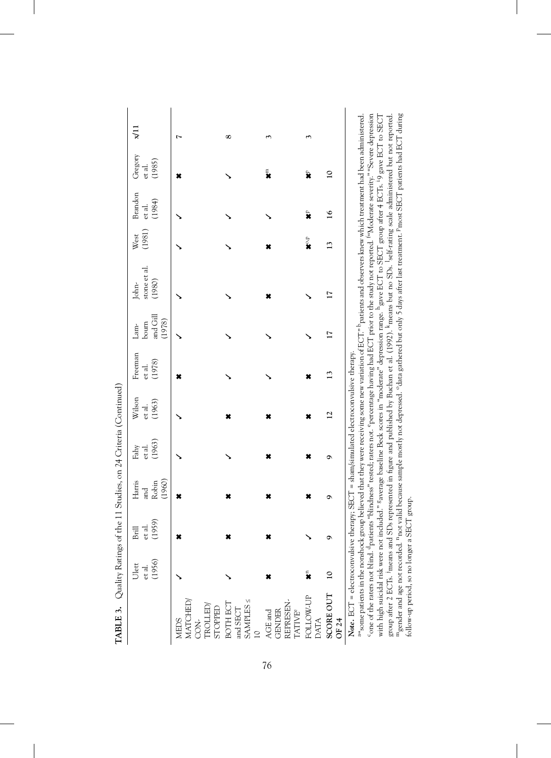**TABLE 3.** Quality Ratings of the 11 Studies, on 24 Criteria (Continued)

| | Ulett et al. (1956) | Brill et al. (1959) | Harris and Robin (1960) | Fahy et al. (1963) | Wilson et al. (1963) | Freeman et al. (1978) | Lambourn and Gill (1978) | Johnstone et al. (1980) | West (1981) | Brandon et al. (1984) | Gregory et al. (1985) | x/11 |
|---|---|---|---|---|---|---|---|---|---|---|---|---|
| MEDS MATCHED/ CONTROLLED/ STOPPED | ✓ | ✖ | ✖ | ✓ | ✓ | ✖ | ✓ | ✓ | ✓ | ✓ | ✖ | 7 |
| BOTH ECT and SECT SAMPLES ≤ 10 | ✓ | ✖ | ✖ | ✓ | ✖ | ✓ | ✓ | ✓ | ✓ | ✓ | ✓ | 8 |
| AGE and GENDER REPRESENTATIVE[c] | ✖ | ✖ | ✖ | ✖ | ✖ | ✓ | ✓ | ✖ | ✖ | ✓ | ✖[m] | 3 |
| FOLLOW-UP DATA | ✖[n] | ✓ | ✖ | ✖ | ✖ | ✖ | ✓ | ✓ | ✖[o,p] | ✖[p] | ✖[p] | 3 |
| **SCORE OUT OF 24** | 10 | 9 | 9 | 9 | 12 | 13 | 17 | 17 | 13 | 16 | 10 | |

***Note.*** ECT = electroconvulsive therapy; SECT = sham/simulated electroconvulsive therapy.
[a]"some patients in the nonshock group believed that they were receiving some new variation of ECT." [b]patients and observers knew which treatment had been administered. [c]one of the raters not blind. [d]patients "blindness" tested; raters not. [e]percentage having had ECT prior to the study not reported. [f]"Moderate severity." [g]"Severe depression with high suicidal risk were not included." [g]average baseline Beck scores in "moderate" depression range. [h]gave ECT to SECT group after 4 ECTs. [i]9 gave ECT to SECT group after 2 ECTs. [j]means and SDs represented in figure and published by Buchan et al. (1992). [k]means but no SDs. [l]self-rating scale administered but not reported. [m]gender and age not recorded. [n]not valid because sample mostly not depressed. [o]data gathered but only 5 days after last treatment. [p]most SECT patients had ECT during follow-up period, so no longer a SECT group.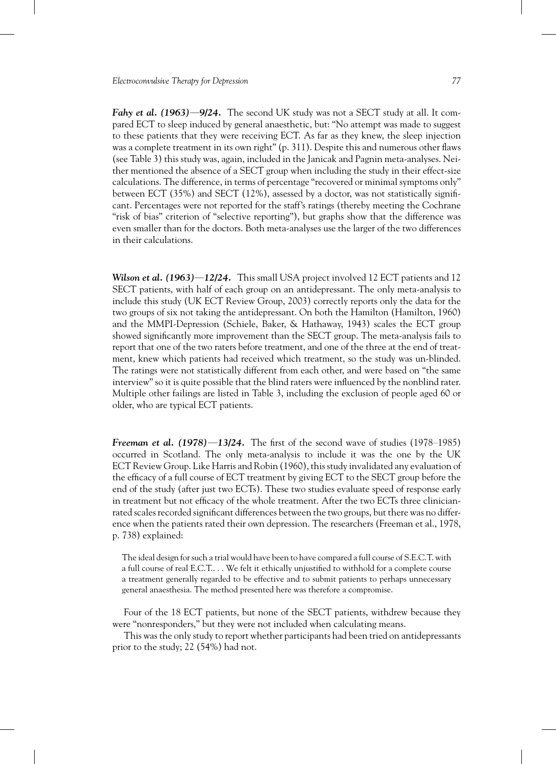***Fahy et al. (1963)—9/24.*** The second UK study was not a SECT study at all. It compared ECT to sleep induced by general anaesthetic, but: "No attempt was made to suggest to these patients that they were receiving ECT. As far as they knew, the sleep injection was a complete treatment in its own right" (p. 311). Despite this and numerous other flaws (see Table 3) this study was, again, included in the Janicak and Pagnin meta-analyses. Neither mentioned the absence of a SECT group when including the study in their effect-size calculations. The difference, in terms of percentage "recovered or minimal symptoms only" between ECT (35%) and SECT (12%), assessed by a doctor, was not statistically significant. Percentages were not reported for the staff's ratings (thereby meeting the Cochrane "risk of bias" criterion of "selective reporting"), but graphs show that the difference was even smaller than for the doctors. Both meta-analyses use the larger of the two differences in their calculations.

***Wilson et al. (1963)—12/24.*** This small USA project involved 12 ECT patients and 12 SECT patients, with half of each group on an antidepressant. The only meta-analysis to include this study (UK ECT Review Group, 2003) correctly reports only the data for the two groups of six not taking the antidepressant. On both the Hamilton (Hamilton, 1960) and the MMPI-Depression (Schiele, Baker, & Hathaway, 1943) scales the ECT group showed significantly more improvement than the SECT group. The meta-analysis fails to report that one of the two raters before treatment, and one of the three at the end of treatment, knew which patients had received which treatment, so the study was un-blinded. The ratings were not statistically different from each other, and were based on "the same interview" so it is quite possible that the blind raters were influenced by the nonblind rater. Multiple other failings are listed in Table 3, including the exclusion of people aged 60 or older, who are typical ECT patients.

***Freeman et al. (1978)—13/24.*** The first of the second wave of studies (1978–1985) occurred in Scotland. The only meta-analysis to include it was the one by the UK ECT Review Group. Like Harris and Robin (1960), this study invalidated any evaluation of the efficacy of a full course of ECT treatment by giving ECT to the SECT group before the end of the study (after just two ECTs). These two studies evaluate speed of response early in treatment but not efficacy of the whole treatment. After the two ECTs three clinician-rated scales recorded significant differences between the two groups, but there was no difference when the patients rated their own depression. The researchers (Freeman et al., 1978, p. 738) explained:

> The ideal design for such a trial would have been to have compared a full course of S.E.C.T. with a full course of real E.C.T.. . . We felt it ethically unjustified to withhold for a complete course a treatment generally regarded to be effective and to submit patients to perhaps unnecessary general anaesthesia. The method presented here was therefore a compromise.

Four of the 18 ECT patients, but none of the SECT patients, withdrew because they were "nonresponders," but they were not included when calculating means.

This was the only study to report whether participants had been tried on antidepressants prior to the study; 22 (54%) had not.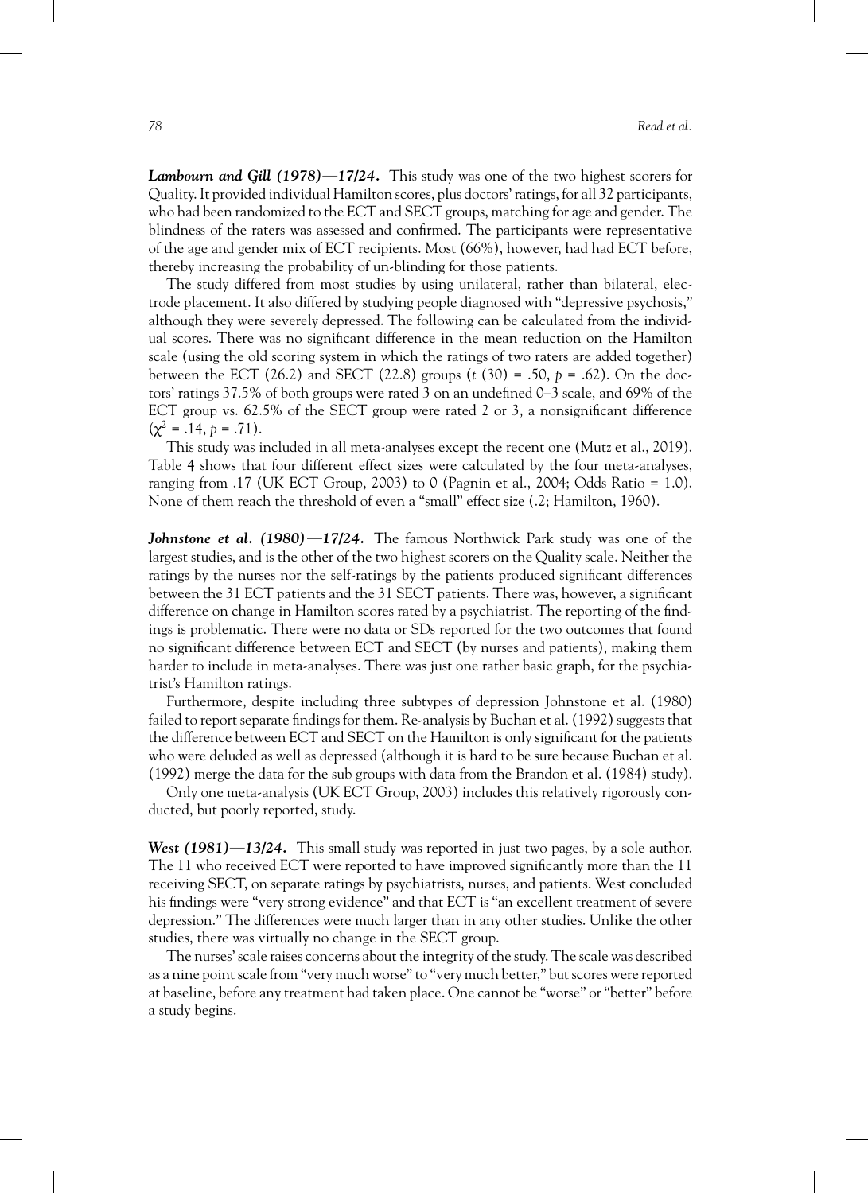***Lambourn and Gill (1978)—17/24.*** This study was one of the two highest scorers for Quality. It provided individual Hamilton scores, plus doctors' ratings, for all 32 participants, who had been randomized to the ECT and SECT groups, matching for age and gender. The blindness of the raters was assessed and confirmed. The participants were representative of the age and gender mix of ECT recipients. Most (66%), however, had had ECT before, thereby increasing the probability of un-blinding for those patients.

The study differed from most studies by using unilateral, rather than bilateral, electrode placement. It also differed by studying people diagnosed with "depressive psychosis," although they were severely depressed. The following can be calculated from the individual scores. There was no significant difference in the mean reduction on the Hamilton scale (using the old scoring system in which the ratings of two raters are added together) between the ECT (26.2) and SECT (22.8) groups ($t$ (30) = .50, $p$ = .62). On the doctors' ratings 37.5% of both groups were rated 3 on an undefined 0–3 scale, and 69% of the ECT group vs. 62.5% of the SECT group were rated 2 or 3, a nonsignificant difference ($\chi^2$ = .14, $p$ = .71).

This study was included in all meta-analyses except the recent one (Mutz et al., 2019). Table 4 shows that four different effect sizes were calculated by the four meta-analyses, ranging from .17 (UK ECT Group, 2003) to 0 (Pagnin et al., 2004; Odds Ratio = 1.0). None of them reach the threshold of even a "small" effect size (.2; Hamilton, 1960).

***Johnstone et al. (1980)—17/24.*** The famous Northwick Park study was one of the largest studies, and is the other of the two highest scorers on the Quality scale. Neither the ratings by the nurses nor the self-ratings by the patients produced significant differences between the 31 ECT patients and the 31 SECT patients. There was, however, a significant difference on change in Hamilton scores rated by a psychiatrist. The reporting of the findings is problematic. There were no data or SDs reported for the two outcomes that found no significant difference between ECT and SECT (by nurses and patients), making them harder to include in meta-analyses. There was just one rather basic graph, for the psychiatrist's Hamilton ratings.

Furthermore, despite including three subtypes of depression Johnstone et al. (1980) failed to report separate findings for them. Re-analysis by Buchan et al. (1992) suggests that the difference between ECT and SECT on the Hamilton is only significant for the patients who were deluded as well as depressed (although it is hard to be sure because Buchan et al. (1992) merge the data for the sub groups with data from the Brandon et al. (1984) study).

Only one meta-analysis (UK ECT Group, 2003) includes this relatively rigorously conducted, but poorly reported, study.

***West (1981)—13/24.*** This small study was reported in just two pages, by a sole author. The 11 who received ECT were reported to have improved significantly more than the 11 receiving SECT, on separate ratings by psychiatrists, nurses, and patients. West concluded his findings were "very strong evidence" and that ECT is "an excellent treatment of severe depression." The differences were much larger than in any other studies. Unlike the other studies, there was virtually no change in the SECT group.

The nurses' scale raises concerns about the integrity of the study. The scale was described as a nine point scale from "very much worse" to "very much better," but scores were reported at baseline, before any treatment had taken place. One cannot be "worse" or "better" before a study begins.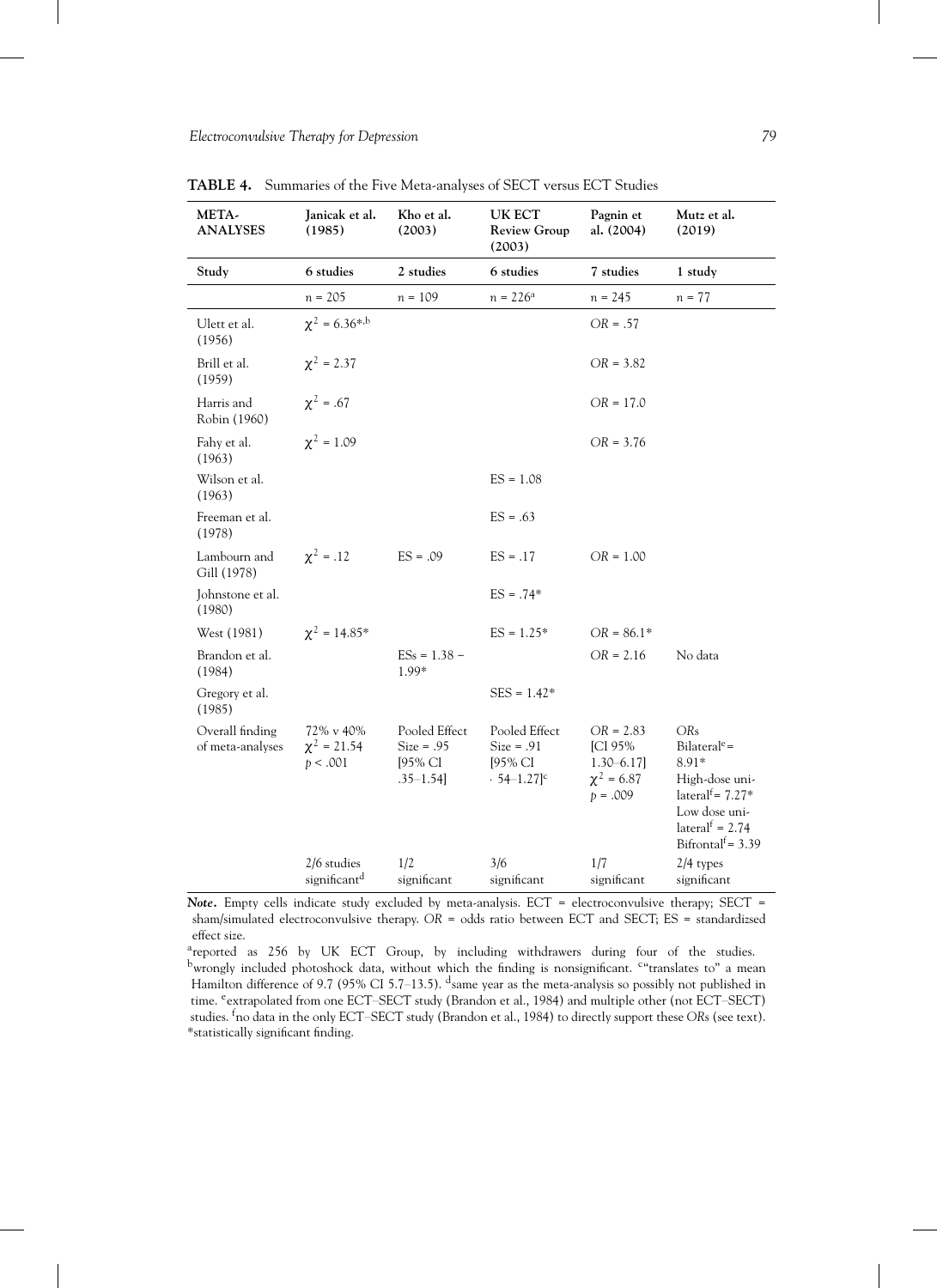**TABLE 4.** Summaries of the Five Meta-analyses of SECT versus ECT Studies

| META-ANALYSES | Janicak et al. (1985) | Kho et al. (2003) | UK ECT Review Group (2003) | Pagnin et al. (2004) | Mutz et al. (2019) |
|---|---|---|---|---|---|
| **Study** | **6 studies** | **2 studies** | **6 studies** | **7 studies** | **1 study** |
| | $n = 205$ | $n = 109$ | $n = 226$[a] | $n = 245$ | $n = 77$ |
| Ulett et al. (1956) | $\chi^2 = 6.36$*,[b] | | | $OR = .57$ | |
| Brill et al. (1959) | $\chi^2 = 2.37$ | | | $OR = 3.82$ | |
| Harris and Robin (1960) | $\chi^2 = .67$ | | | $OR = 17.0$ | |
| Fahy et al. (1963) | $\chi^2 = 1.09$ | | | $OR = 3.76$ | |
| Wilson et al. (1963) | | | ES = 1.08 | | |
| Freeman et al. (1978) | | | ES = .63 | | |
| Lambourn and Gill (1978) | $\chi^2 = .12$ | ES = .09 | ES = .17 | $OR = 1.00$ | |
| Johnstone et al. (1980) | | | ES = .74* | | |
| West (1981) | $\chi^2 = 14.85$* | | ES = 1.25* | $OR = 86.1$* | |
| Brandon et al. (1984) | | ESs = 1.38 – 1.99* | | $OR = 2.16$ | No data |
| Gregory et al. (1985) | | | SES = 1.42* | | |
| Overall finding of meta-analyses | 72% v 40% $\chi^2 = 21.54$ $p < .001$ | Pooled Effect Size = .95 [95% CI .35–1.54] | Pooled Effect Size = .91 [95% CI . 54–1.27][c] | $OR = 2.83$ [CI 95% 1.30–6.17] $\chi^2 = 6.87$ $p = .009$ | ORs Bilateral[e] = 8.91* High-dose unilateral[f] = 7.27* Low dose unilateral[f] = 2.74 Bifrontal[f] = 3.39 |
| | 2/6 studies significant[d] | 1/2 significant | 3/6 significant | 1/7 significant | 2/4 types significant |

***Note.*** Empty cells indicate study excluded by meta-analysis. ECT = electroconvulsive therapy; SECT = sham/simulated electroconvulsive therapy. *OR* = odds ratio between ECT and SECT; ES = standardizsed effect size.

[a]reported as 256 by UK ECT Group, by including withdrawers during four of the studies. [b]wrongly included photoshock data, without which the finding is nonsignificant. [c]"translates to" a mean Hamilton difference of 9.7 (95% CI 5.7–13.5). [d]same year as the meta-analysis so possibly not published in time. [e]extrapolated from one ECT–SECT study (Brandon et al., 1984) and multiple other (not ECT–SECT) studies. [f]no data in the only ECT–SECT study (Brandon et al., 1984) to directly support these *OR*s (see text). *statistically significant finding.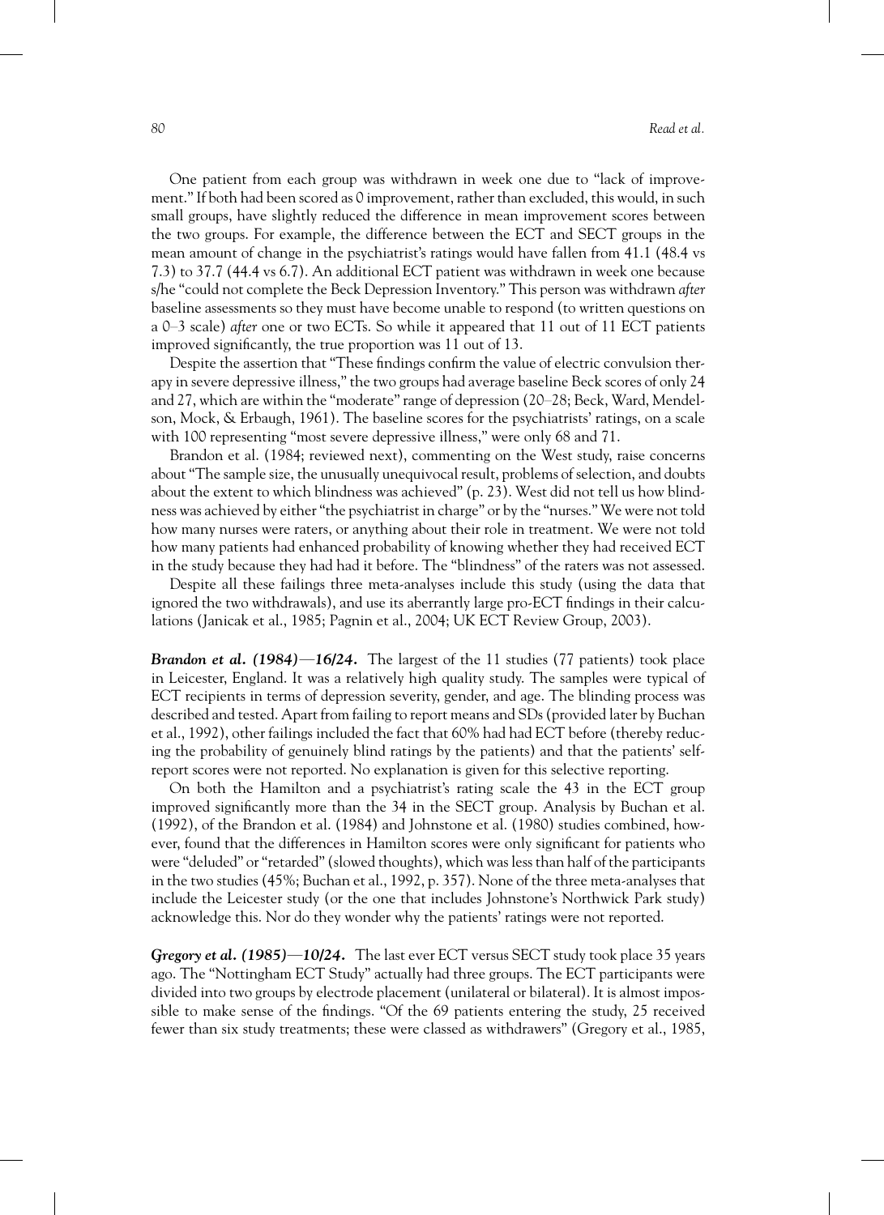One patient from each group was withdrawn in week one due to "lack of improvement." If both had been scored as 0 improvement, rather than excluded, this would, in such small groups, have slightly reduced the difference in mean improvement scores between the two groups. For example, the difference between the ECT and SECT groups in the mean amount of change in the psychiatrist's ratings would have fallen from 41.1 (48.4 vs 7.3) to 37.7 (44.4 vs 6.7). An additional ECT patient was withdrawn in week one because s/he "could not complete the Beck Depression Inventory." This person was withdrawn *after* baseline assessments so they must have become unable to respond (to written questions on a 0–3 scale) *after* one or two ECTs. So while it appeared that 11 out of 11 ECT patients improved significantly, the true proportion was 11 out of 13.

Despite the assertion that "These findings confirm the value of electric convulsion therapy in severe depressive illness," the two groups had average baseline Beck scores of only 24 and 27, which are within the "moderate" range of depression (20–28; Beck, Ward, Mendelson, Mock, & Erbaugh, 1961). The baseline scores for the psychiatrists' ratings, on a scale with 100 representing "most severe depressive illness," were only 68 and 71.

Brandon et al. (1984; reviewed next), commenting on the West study, raise concerns about "The sample size, the unusually unequivocal result, problems of selection, and doubts about the extent to which blindness was achieved" (p. 23). West did not tell us how blindness was achieved by either "the psychiatrist in charge" or by the "nurses." We were not told how many nurses were raters, or anything about their role in treatment. We were not told how many patients had enhanced probability of knowing whether they had received ECT in the study because they had had it before. The "blindness" of the raters was not assessed.

Despite all these failings three meta-analyses include this study (using the data that ignored the two withdrawals), and use its aberrantly large pro-ECT findings in their calculations (Janicak et al., 1985; Pagnin et al., 2004; UK ECT Review Group, 2003).

***Brandon et al. (1984)—16/24.*** The largest of the 11 studies (77 patients) took place in Leicester, England. It was a relatively high quality study. The samples were typical of ECT recipients in terms of depression severity, gender, and age. The blinding process was described and tested. Apart from failing to report means and SDs (provided later by Buchan et al., 1992), other failings included the fact that 60% had had ECT before (thereby reducing the probability of genuinely blind ratings by the patients) and that the patients' self-report scores were not reported. No explanation is given for this selective reporting.

On both the Hamilton and a psychiatrist's rating scale the 43 in the ECT group improved significantly more than the 34 in the SECT group. Analysis by Buchan et al. (1992), of the Brandon et al. (1984) and Johnstone et al. (1980) studies combined, however, found that the differences in Hamilton scores were only significant for patients who were "deluded" or "retarded" (slowed thoughts), which was less than half of the participants in the two studies (45%; Buchan et al., 1992, p. 357). None of the three meta-analyses that include the Leicester study (or the one that includes Johnstone's Northwick Park study) acknowledge this. Nor do they wonder why the patients' ratings were not reported.

***Gregory et al. (1985)—10/24.*** The last ever ECT versus SECT study took place 35 years ago. The "Nottingham ECT Study" actually had three groups. The ECT participants were divided into two groups by electrode placement (unilateral or bilateral). It is almost impossible to make sense of the findings. "Of the 69 patients entering the study, 25 received fewer than six study treatments; these were classed as withdrawers" (Gregory et al., 1985,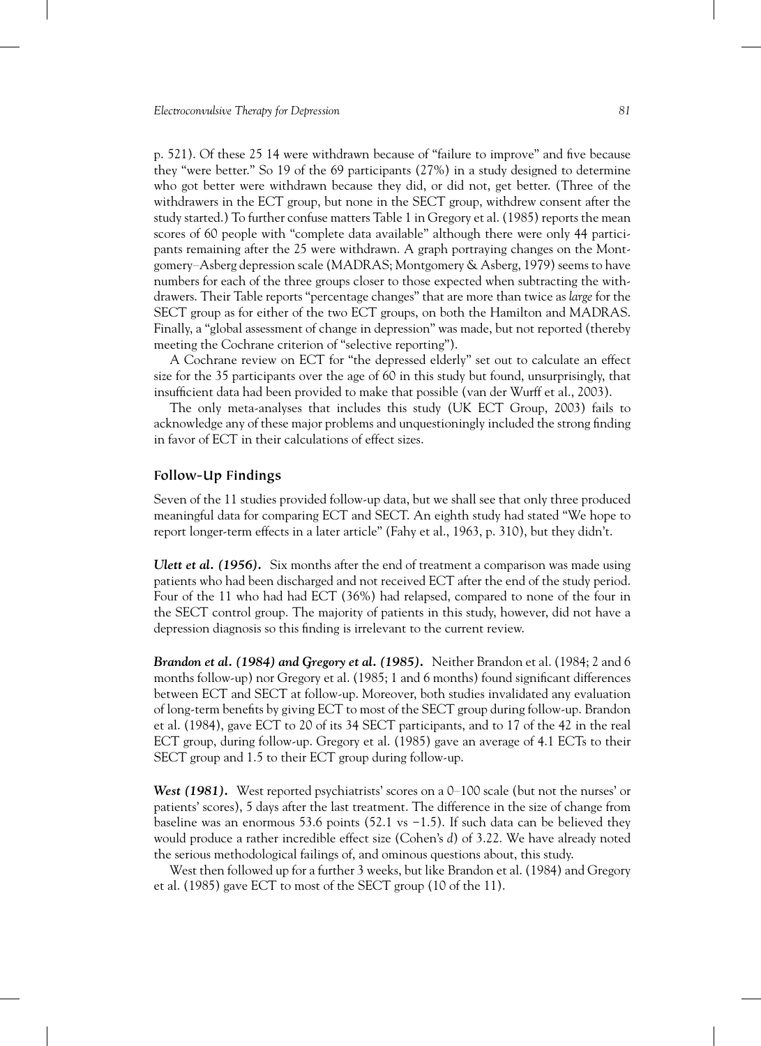p. 521). Of these 25 14 were withdrawn because of "failure to improve" and five because they "were better." So 19 of the 69 participants (27%) in a study designed to determine who got better were withdrawn because they did, or did not, get better. (Three of the withdrawers in the ECT group, but none in the SECT group, withdrew consent after the study started.) To further confuse matters Table 1 in Gregory et al. (1985) reports the mean scores of 60 people with "complete data available" although there were only 44 participants remaining after the 25 were withdrawn. A graph portraying changes on the Montgomery–Asberg depression scale (MADRAS; Montgomery & Asberg, 1979) seems to have numbers for each of the three groups closer to those expected when subtracting the withdrawers. Their Table reports "percentage changes" that are more than twice as *large* for the SECT group as for either of the two ECT groups, on both the Hamilton and MADRAS. Finally, a "global assessment of change in depression" was made, but not reported (thereby meeting the Cochrane criterion of "selective reporting").

A Cochrane review on ECT for "the depressed elderly" set out to calculate an effect size for the 35 participants over the age of 60 in this study but found, unsurprisingly, that insufficient data had been provided to make that possible (van der Wurff et al., 2003).

The only meta-analyses that includes this study (UK ECT Group, 2003) fails to acknowledge any of these major problems and unquestioningly included the strong finding in favor of ECT in their calculations of effect sizes.

## Follow-Up Findings

Seven of the 11 studies provided follow-up data, but we shall see that only three produced meaningful data for comparing ECT and SECT. An eighth study had stated "We hope to report longer-term effects in a later article" (Fahy et al., 1963, p. 310), but they didn't.

***Ulett et al. (1956).*** Six months after the end of treatment a comparison was made using patients who had been discharged and not received ECT after the end of the study period. Four of the 11 who had had ECT (36%) had relapsed, compared to none of the four in the SECT control group. The majority of patients in this study, however, did not have a depression diagnosis so this finding is irrelevant to the current review.

***Brandon et al. (1984) and Gregory et al. (1985).*** Neither Brandon et al. (1984; 2 and 6 months follow-up) nor Gregory et al. (1985; 1 and 6 months) found significant differences between ECT and SECT at follow-up. Moreover, both studies invalidated any evaluation of long-term benefits by giving ECT to most of the SECT group during follow-up. Brandon et al. (1984), gave ECT to 20 of its 34 SECT participants, and to 17 of the 42 in the real ECT group, during follow-up. Gregory et al. (1985) gave an average of 4.1 ECTs to their SECT group and 1.5 to their ECT group during follow-up.

***West (1981).*** West reported psychiatrists' scores on a 0–100 scale (but not the nurses' or patients' scores), 5 days after the last treatment. The difference in the size of change from baseline was an enormous 53.6 points (52.1 vs −1.5). If such data can be believed they would produce a rather incredible effect size (Cohen's *d*) of 3.22. We have already noted the serious methodological failings of, and ominous questions about, this study.

West then followed up for a further 3 weeks, but like Brandon et al. (1984) and Gregory et al. (1985) gave ECT to most of the SECT group (10 of the 11).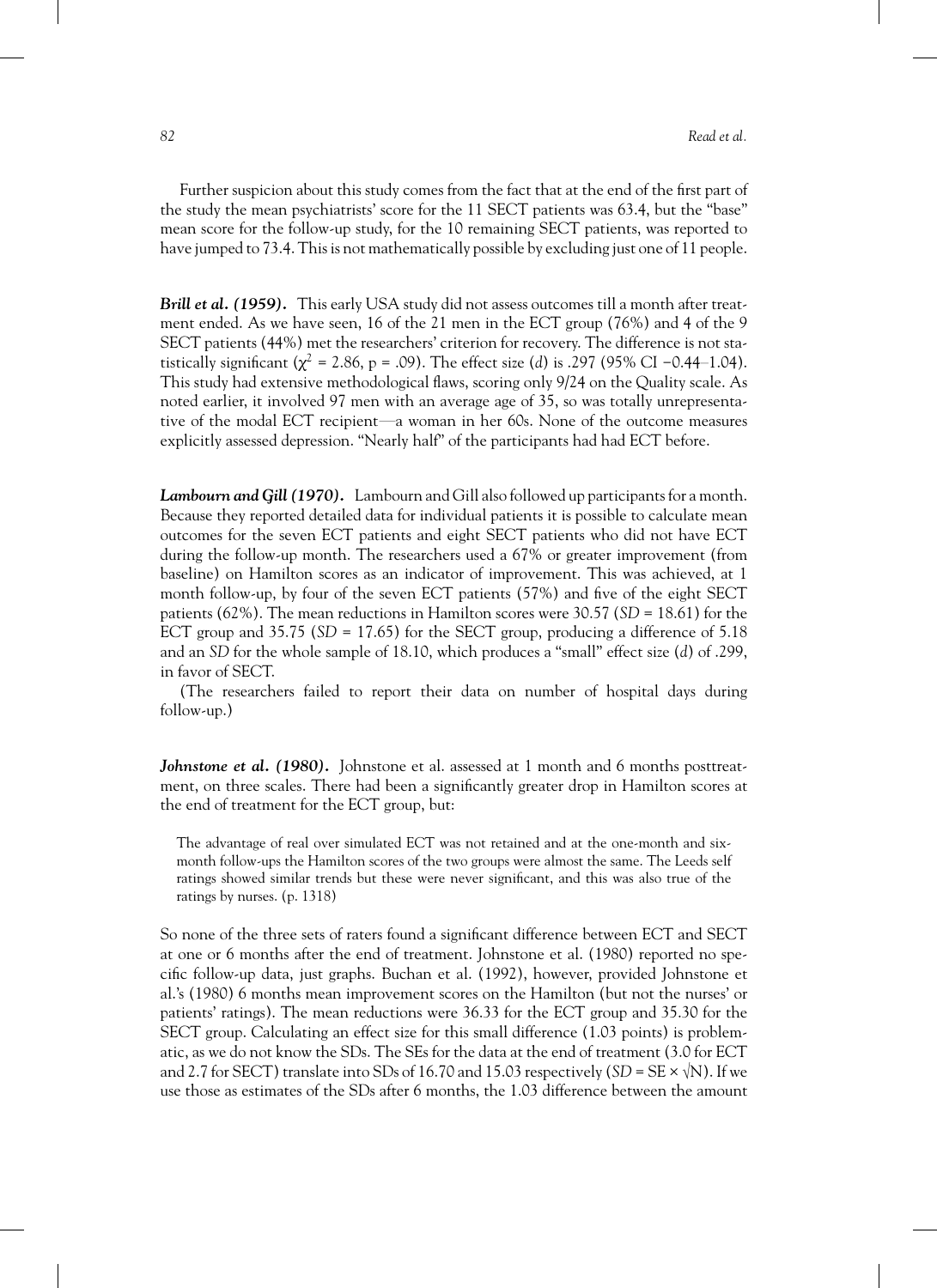Further suspicion about this study comes from the fact that at the end of the first part of the study the mean psychiatrists' score for the 11 SECT patients was 63.4, but the "base" mean score for the follow-up study, for the 10 remaining SECT patients, was reported to have jumped to 73.4. This is not mathematically possible by excluding just one of 11 people.

***Brill et al. (1959).*** This early USA study did not assess outcomes till a month after treatment ended. As we have seen, 16 of the 21 men in the ECT group (76%) and 4 of the 9 SECT patients (44%) met the researchers' criterion for recovery. The difference is not statistically significant ($\chi^2 = 2.86$, $p = .09$). The effect size (*d*) is .297 (95% CI −0.44–1.04). This study had extensive methodological flaws, scoring only 9/24 on the Quality scale. As noted earlier, it involved 97 men with an average age of 35, so was totally unrepresentative of the modal ECT recipient—a woman in her 60s. None of the outcome measures explicitly assessed depression. "Nearly half" of the participants had had ECT before.

***Lambourn and Gill (1970).*** Lambourn and Gill also followed up participants for a month. Because they reported detailed data for individual patients it is possible to calculate mean outcomes for the seven ECT patients and eight SECT patients who did not have ECT during the follow-up month. The researchers used a 67% or greater improvement (from baseline) on Hamilton scores as an indicator of improvement. This was achieved, at 1 month follow-up, by four of the seven ECT patients (57%) and five of the eight SECT patients (62%). The mean reductions in Hamilton scores were 30.57 (*SD* = 18.61) for the ECT group and 35.75 (*SD* = 17.65) for the SECT group, producing a difference of 5.18 and an *SD* for the whole sample of 18.10, which produces a "small" effect size (*d*) of .299, in favor of SECT.

(The researchers failed to report their data on number of hospital days during follow-up.)

***Johnstone et al. (1980).*** Johnstone et al. assessed at 1 month and 6 months posttreatment, on three scales. There had been a significantly greater drop in Hamilton scores at the end of treatment for the ECT group, but:

> The advantage of real over simulated ECT was not retained and at the one-month and six-month follow-ups the Hamilton scores of the two groups were almost the same. The Leeds self ratings showed similar trends but these were never significant, and this was also true of the ratings by nurses. (p. 1318)

So none of the three sets of raters found a significant difference between ECT and SECT at one or 6 months after the end of treatment. Johnstone et al. (1980) reported no specific follow-up data, just graphs. Buchan et al. (1992), however, provided Johnstone et al.'s (1980) 6 months mean improvement scores on the Hamilton (but not the nurses' or patients' ratings). The mean reductions were 36.33 for the ECT group and 35.30 for the SECT group. Calculating an effect size for this small difference (1.03 points) is problematic, as we do not know the SDs. The SEs for the data at the end of treatment (3.0 for ECT and 2.7 for SECT) translate into SDs of 16.70 and 15.03 respectively ($SD = SE \times \sqrt{N}$). If we use those as estimates of the SDs after 6 months, the 1.03 difference between the amount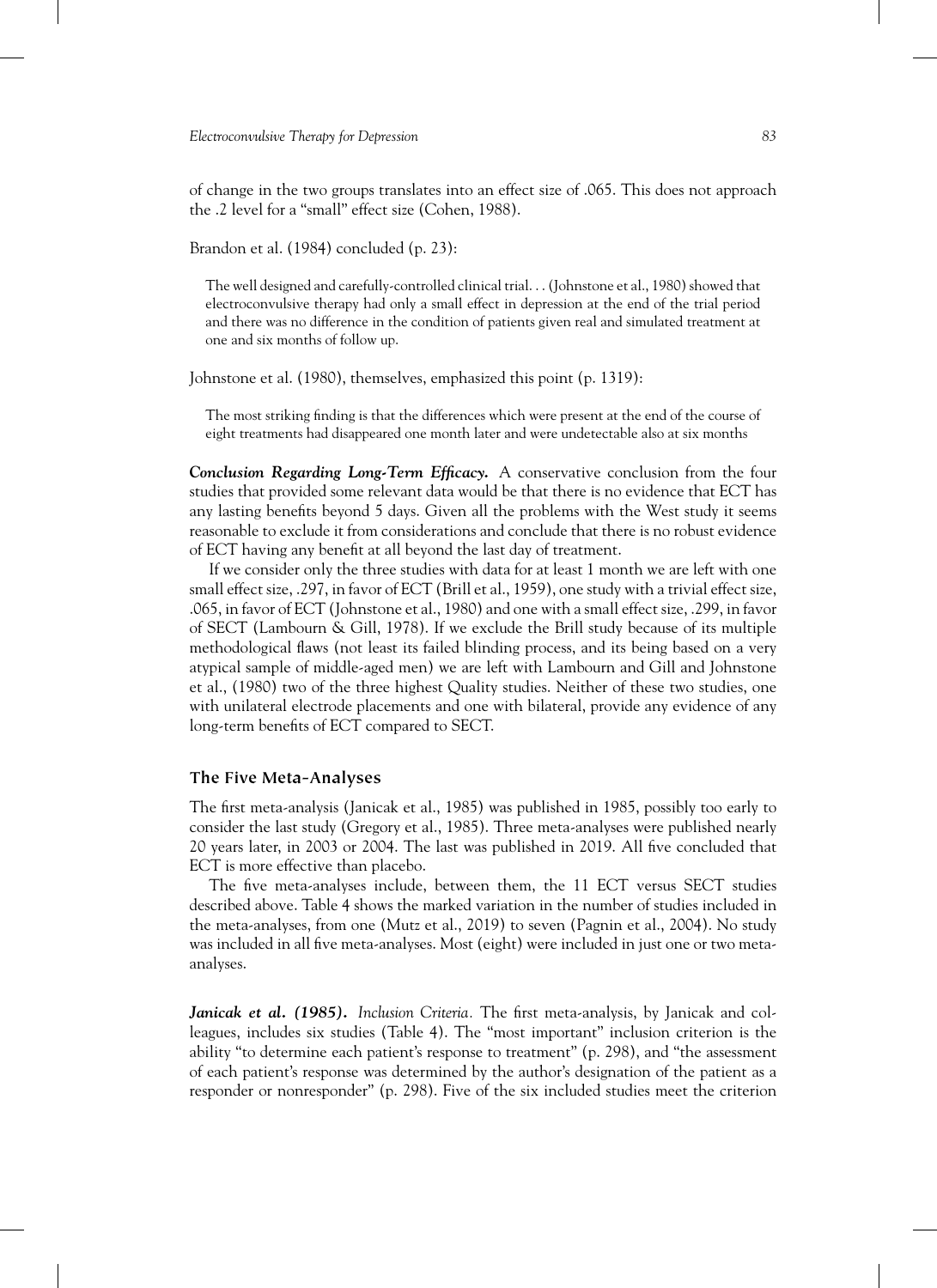of change in the two groups translates into an effect size of .065. This does not approach the .2 level for a "small" effect size (Cohen, 1988).

Brandon et al. (1984) concluded (p. 23):

> The well designed and carefully-controlled clinical trial. . . (Johnstone et al., 1980) showed that electroconvulsive therapy had only a small effect in depression at the end of the trial period and there was no difference in the condition of patients given real and simulated treatment at one and six months of follow up.

Johnstone et al. (1980), themselves, emphasized this point (p. 1319):

> The most striking finding is that the differences which were present at the end of the course of eight treatments had disappeared one month later and were undetectable also at six months

***Conclusion Regarding Long-Term Efficacy.*** A conservative conclusion from the four studies that provided some relevant data would be that there is no evidence that ECT has any lasting benefits beyond 5 days. Given all the problems with the West study it seems reasonable to exclude it from considerations and conclude that there is no robust evidence of ECT having any benefit at all beyond the last day of treatment.

If we consider only the three studies with data for at least 1 month we are left with one small effect size, .297, in favor of ECT (Brill et al., 1959), one study with a trivial effect size, .065, in favor of ECT (Johnstone et al., 1980) and one with a small effect size, .299, in favor of SECT (Lambourn & Gill, 1978). If we exclude the Brill study because of its multiple methodological flaws (not least its failed blinding process, and its being based on a very atypical sample of middle-aged men) we are left with Lambourn and Gill and Johnstone et al., (1980) two of the three highest Quality studies. Neither of these two studies, one with unilateral electrode placements and one with bilateral, provide any evidence of any long-term benefits of ECT compared to SECT.

## The Five Meta-Analyses

The first meta-analysis (Janicak et al., 1985) was published in 1985, possibly too early to consider the last study (Gregory et al., 1985). Three meta-analyses were published nearly 20 years later, in 2003 or 2004. The last was published in 2019. All five concluded that ECT is more effective than placebo.

The five meta-analyses include, between them, the 11 ECT versus SECT studies described above. Table 4 shows the marked variation in the number of studies included in the meta-analyses, from one (Mutz et al., 2019) to seven (Pagnin et al., 2004). No study was included in all five meta-analyses. Most (eight) were included in just one or two meta-analyses.

***Janicak et al. (1985).*** *Inclusion Criteria.* The first meta-analysis, by Janicak and colleagues, includes six studies (Table 4). The "most important" inclusion criterion is the ability "to determine each patient's response to treatment" (p. 298), and "the assessment of each patient's response was determined by the author's designation of the patient as a responder or nonresponder" (p. 298). Five of the six included studies meet the criterion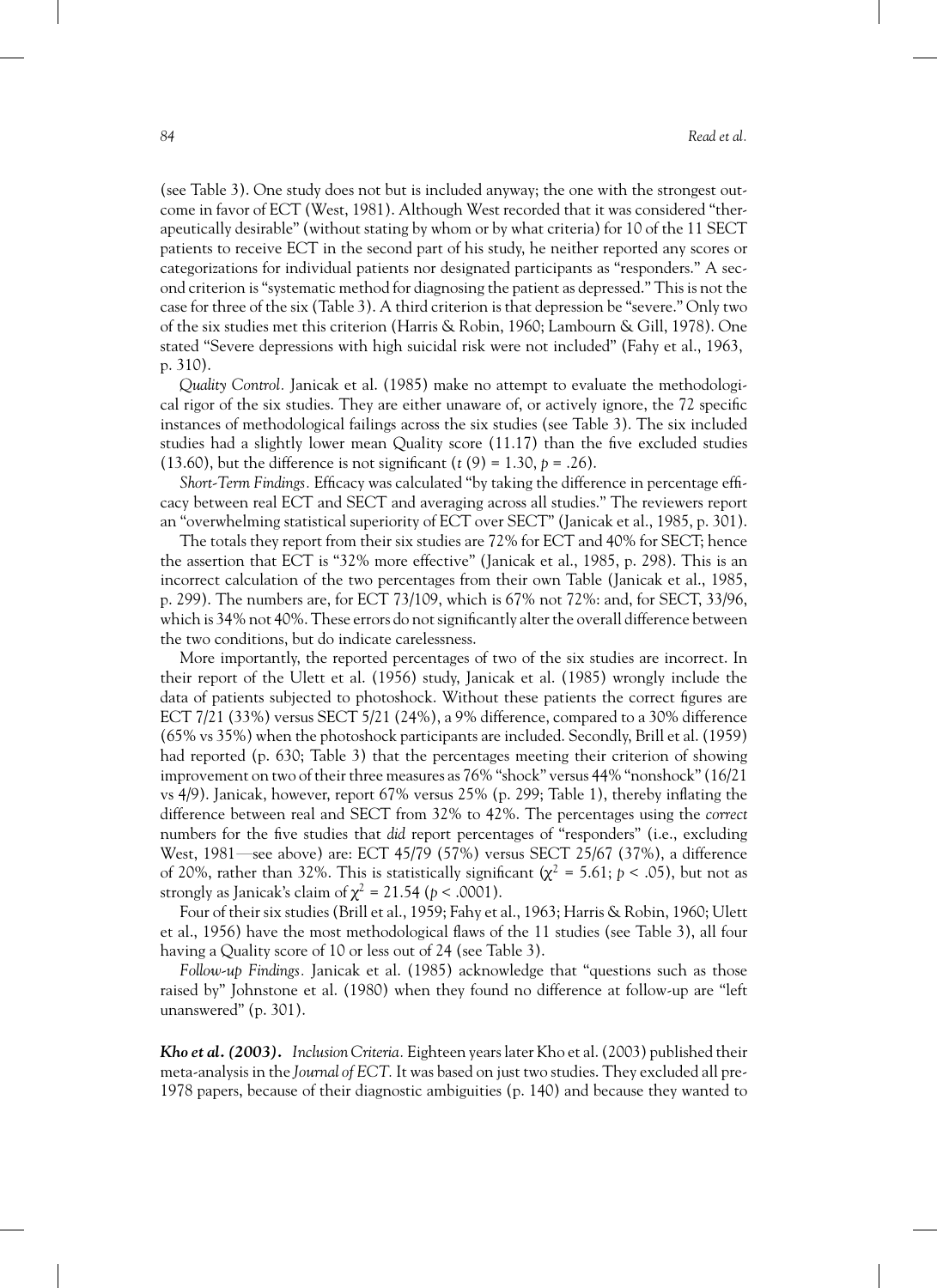(see Table 3). One study does not but is included anyway; the one with the strongest outcome in favor of ECT (West, 1981). Although West recorded that it was considered "therapeutically desirable" (without stating by whom or by what criteria) for 10 of the 11 SECT patients to receive ECT in the second part of his study, he neither reported any scores or categorizations for individual patients nor designated participants as "responders." A second criterion is "systematic method for diagnosing the patient as depressed." This is not the case for three of the six (Table 3). A third criterion is that depression be "severe." Only two of the six studies met this criterion (Harris & Robin, 1960; Lambourn & Gill, 1978). One stated "Severe depressions with high suicidal risk were not included" (Fahy et al., 1963, p. 310).

*Quality Control.* Janicak et al. (1985) make no attempt to evaluate the methodological rigor of the six studies. They are either unaware of, or actively ignore, the 72 specific instances of methodological failings across the six studies (see Table 3). The six included studies had a slightly lower mean Quality score (11.17) than the five excluded studies (13.60), but the difference is not significant ($t$ (9) = 1.30, $p$ = .26).

*Short-Term Findings.* Efficacy was calculated "by taking the difference in percentage efficacy between real ECT and SECT and averaging across all studies." The reviewers report an "overwhelming statistical superiority of ECT over SECT" (Janicak et al., 1985, p. 301).

The totals they report from their six studies are 72% for ECT and 40% for SECT; hence the assertion that ECT is "32% more effective" (Janicak et al., 1985, p. 298). This is an incorrect calculation of the two percentages from their own Table (Janicak et al., 1985, p. 299). The numbers are, for ECT 73/109, which is 67% not 72%: and, for SECT, 33/96, which is 34% not 40%. These errors do not significantly alter the overall difference between the two conditions, but do indicate carelessness.

More importantly, the reported percentages of two of the six studies are incorrect. In their report of the Ulett et al. (1956) study, Janicak et al. (1985) wrongly include the data of patients subjected to photoshock. Without these patients the correct figures are ECT 7/21 (33%) versus SECT 5/21 (24%), a 9% difference, compared to a 30% difference (65% vs 35%) when the photoshock participants are included. Secondly, Brill et al. (1959) had reported (p. 630; Table 3) that the percentages meeting their criterion of showing improvement on two of their three measures as 76% "shock" versus 44% "nonshock" (16/21 vs 4/9). Janicak, however, report 67% versus 25% (p. 299; Table 1), thereby inflating the difference between real and SECT from 32% to 42%. The percentages using the *correct* numbers for the five studies that *did* report percentages of "responders" (i.e., excluding West, 1981—see above) are: ECT 45/79 (57%) versus SECT 25/67 (37%), a difference of 20%, rather than 32%. This is statistically significant ($\chi^2$ = 5.61; $p$ < .05), but not as strongly as Janicak's claim of $\chi^2$ = 21.54 ($p$ < .0001).

Four of their six studies (Brill et al., 1959; Fahy et al., 1963; Harris & Robin, 1960; Ulett et al., 1956) have the most methodological flaws of the 11 studies (see Table 3), all four having a Quality score of 10 or less out of 24 (see Table 3).

*Follow-up Findings.* Janicak et al. (1985) acknowledge that "questions such as those raised by" Johnstone et al. (1980) when they found no difference at follow-up are "left unanswered" (p. 301).

***Kho et al. (2003).*** *Inclusion Criteria.* Eighteen years later Kho et al. (2003) published their meta-analysis in the *Journal of ECT.* It was based on just two studies. They excluded all pre-1978 papers, because of their diagnostic ambiguities (p. 140) and because they wanted to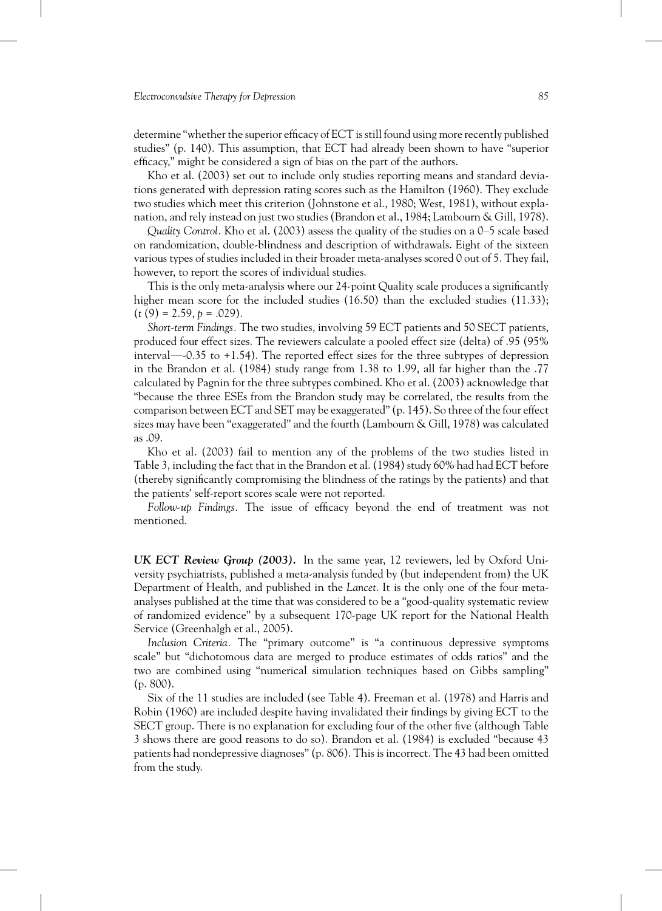determine "whether the superior efficacy of ECT is still found using more recently published studies" (p. 140). This assumption, that ECT had already been shown to have "superior efficacy," might be considered a sign of bias on the part of the authors.

Kho et al. (2003) set out to include only studies reporting means and standard deviations generated with depression rating scores such as the Hamilton (1960). They exclude two studies which meet this criterion (Johnstone et al., 1980; West, 1981), without explanation, and rely instead on just two studies (Brandon et al., 1984; Lambourn & Gill, 1978).

*Quality Control.* Kho et al. (2003) assess the quality of the studies on a 0–5 scale based on randomization, double-blindness and description of withdrawals. Eight of the sixteen various types of studies included in their broader meta-analyses scored 0 out of 5. They fail, however, to report the scores of individual studies.

This is the only meta-analysis where our 24-point Quality scale produces a significantly higher mean score for the included studies (16.50) than the excluded studies (11.33); ($t\,(9) = 2.59$, $p = .029$).

*Short-term Findings.* The two studies, involving 59 ECT patients and 50 SECT patients, produced four effect sizes. The reviewers calculate a pooled effect size (delta) of .95 (95% interval—-0.35 to +1.54). The reported effect sizes for the three subtypes of depression in the Brandon et al. (1984) study range from 1.38 to 1.99, all far higher than the .77 calculated by Pagnin for the three subtypes combined. Kho et al. (2003) acknowledge that "because the three ESEs from the Brandon study may be correlated, the results from the comparison between ECT and SET may be exaggerated" (p. 145). So three of the four effect sizes may have been "exaggerated" and the fourth (Lambourn & Gill, 1978) was calculated as .09.

Kho et al. (2003) fail to mention any of the problems of the two studies listed in Table 3, including the fact that in the Brandon et al. (1984) study 60% had had ECT before (thereby significantly compromising the blindness of the ratings by the patients) and that the patients' self-report scores scale were not reported.

*Follow-up Findings.* The issue of efficacy beyond the end of treatment was not mentioned.

***UK ECT Review Group (2003).*** In the same year, 12 reviewers, led by Oxford University psychiatrists, published a meta-analysis funded by (but independent from) the UK Department of Health, and published in the *Lancet*. It is the only one of the four meta-analyses published at the time that was considered to be a "good-quality systematic review of randomized evidence" by a subsequent 170-page UK report for the National Health Service (Greenhalgh et al., 2005).

*Inclusion Criteria.* The "primary outcome" is "a continuous depressive symptoms scale" but "dichotomous data are merged to produce estimates of odds ratios" and the two are combined using "numerical simulation techniques based on Gibbs sampling" (p. 800).

Six of the 11 studies are included (see Table 4). Freeman et al. (1978) and Harris and Robin (1960) are included despite having invalidated their findings by giving ECT to the SECT group. There is no explanation for excluding four of the other five (although Table 3 shows there are good reasons to do so). Brandon et al. (1984) is excluded "because 43 patients had nondepressive diagnoses" (p. 806). This is incorrect. The 43 had been omitted from the study.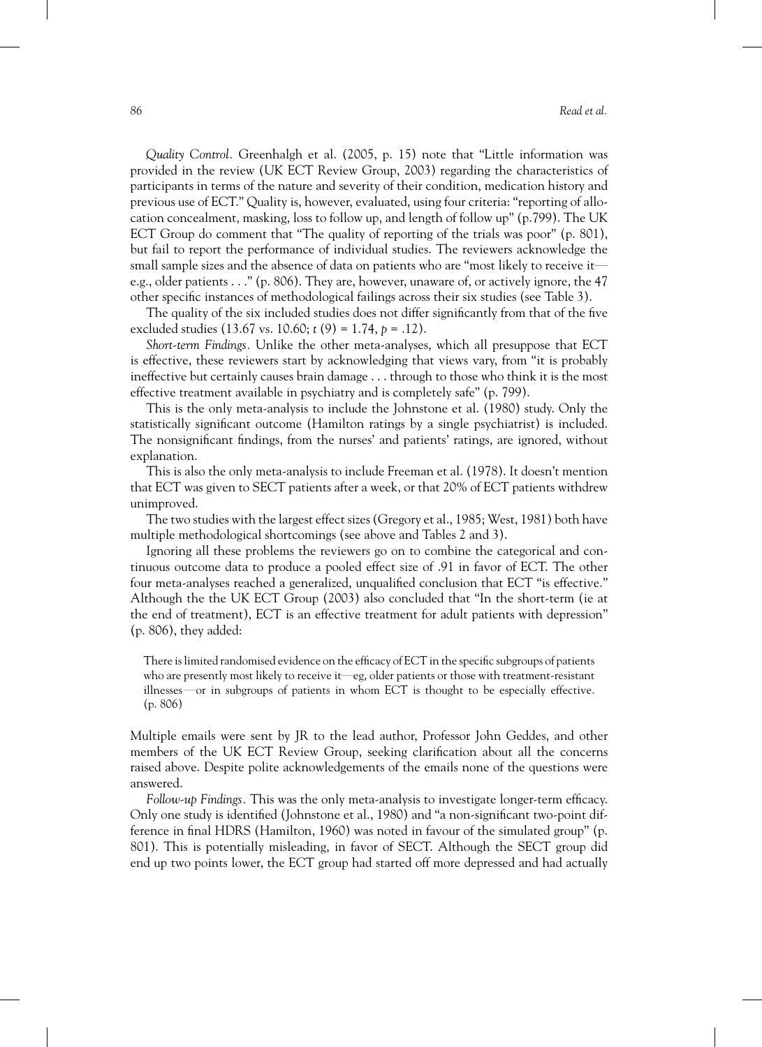*Quality Control.* Greenhalgh et al. (2005, p. 15) note that "Little information was provided in the review (UK ECT Review Group, 2003) regarding the characteristics of participants in terms of the nature and severity of their condition, medication history and previous use of ECT." Quality is, however, evaluated, using four criteria: "reporting of allocation concealment, masking, loss to follow up, and length of follow up" (p.799). The UK ECT Group do comment that "The quality of reporting of the trials was poor" (p. 801), but fail to report the performance of individual studies. The reviewers acknowledge the small sample sizes and the absence of data on patients who are "most likely to receive it—e.g., older patients . . ." (p. 806). They are, however, unaware of, or actively ignore, the 47 other specific instances of methodological failings across their six studies (see Table 3).

The quality of the six included studies does not differ significantly from that of the five excluded studies (13.67 vs. 10.60; $t$ (9) = 1.74, $p$ = .12).

*Short-term Findings.* Unlike the other meta-analyses, which all presuppose that ECT is effective, these reviewers start by acknowledging that views vary, from "it is probably ineffective but certainly causes brain damage . . . through to those who think it is the most effective treatment available in psychiatry and is completely safe" (p. 799).

This is the only meta-analysis to include the Johnstone et al. (1980) study. Only the statistically significant outcome (Hamilton ratings by a single psychiatrist) is included. The nonsignificant findings, from the nurses' and patients' ratings, are ignored, without explanation.

This is also the only meta-analysis to include Freeman et al. (1978). It doesn't mention that ECT was given to SECT patients after a week, or that 20% of ECT patients withdrew unimproved.

The two studies with the largest effect sizes (Gregory et al., 1985; West, 1981) both have multiple methodological shortcomings (see above and Tables 2 and 3).

Ignoring all these problems the reviewers go on to combine the categorical and continuous outcome data to produce a pooled effect size of .91 in favor of ECT. The other four meta-analyses reached a generalized, unqualified conclusion that ECT "is effective." Although the the UK ECT Group (2003) also concluded that "In the short-term (ie at the end of treatment), ECT is an effective treatment for adult patients with depression" (p. 806), they added:

> There is limited randomised evidence on the efficacy of ECT in the specific subgroups of patients who are presently most likely to receive it—eg, older patients or those with treatment-resistant illnesses—or in subgroups of patients in whom ECT is thought to be especially effective. (p. 806)

Multiple emails were sent by JR to the lead author, Professor John Geddes, and other members of the UK ECT Review Group, seeking clarification about all the concerns raised above. Despite polite acknowledgements of the emails none of the questions were answered.

*Follow-up Findings.* This was the only meta-analysis to investigate longer-term efficacy. Only one study is identified (Johnstone et al., 1980) and "a non-significant two-point difference in final HDRS (Hamilton, 1960) was noted in favour of the simulated group" (p. 801). This is potentially misleading, in favor of SECT. Although the SECT group did end up two points lower, the ECT group had started off more depressed and had actually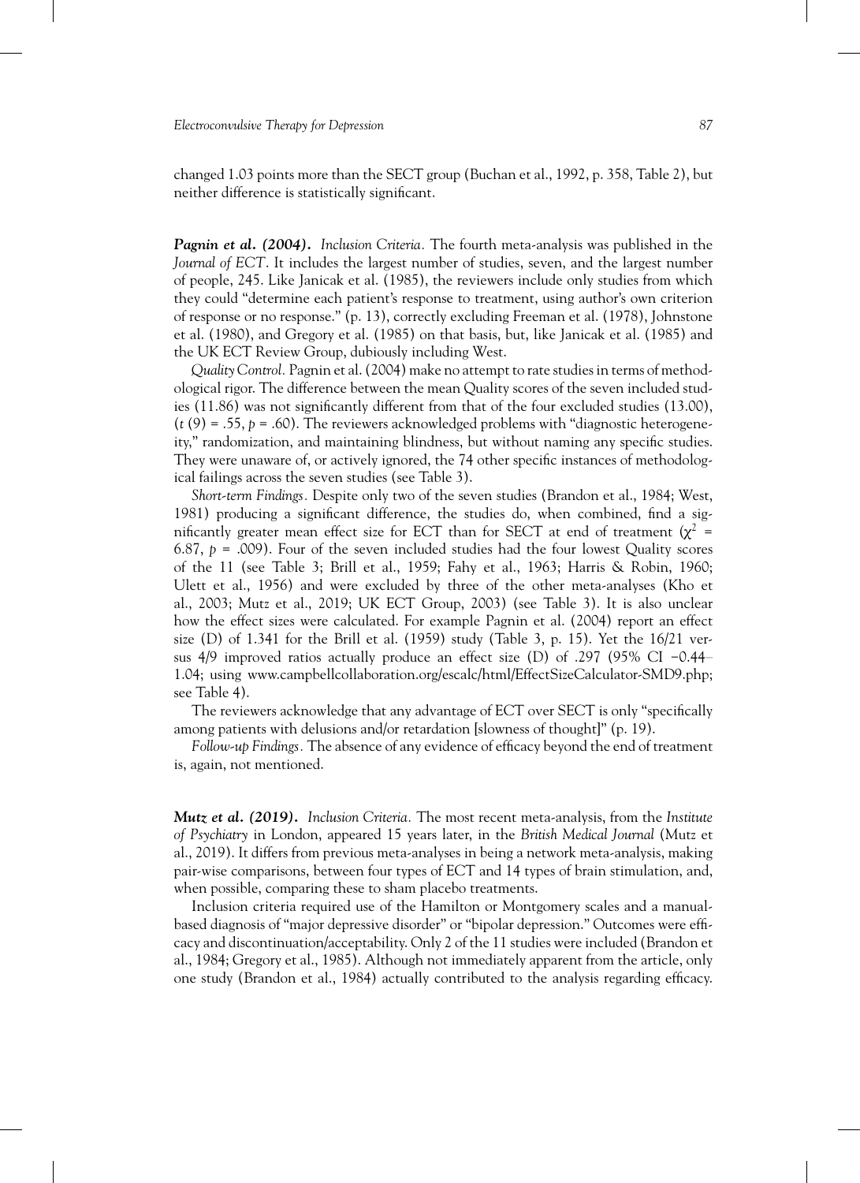changed 1.03 points more than the SECT group (Buchan et al., 1992, p. 358, Table 2), but neither difference is statistically significant.

***Pagnin et al. (2004).*** *Inclusion Criteria.* The fourth meta-analysis was published in the *Journal of ECT*. It includes the largest number of studies, seven, and the largest number of people, 245. Like Janicak et al. (1985), the reviewers include only studies from which they could "determine each patient's response to treatment, using author's own criterion of response or no response." (p. 13), correctly excluding Freeman et al. (1978), Johnstone et al. (1980), and Gregory et al. (1985) on that basis, but, like Janicak et al. (1985) and the UK ECT Review Group, dubiously including West.

*Quality Control.* Pagnin et al. (2004) make no attempt to rate studies in terms of methodological rigor. The difference between the mean Quality scores of the seven included studies (11.86) was not significantly different from that of the four excluded studies (13.00), ($t$ (9) = .55, $p$ = .60). The reviewers acknowledged problems with "diagnostic heterogeneity," randomization, and maintaining blindness, but without naming any specific studies. They were unaware of, or actively ignored, the 74 other specific instances of methodological failings across the seven studies (see Table 3).

*Short-term Findings.* Despite only two of the seven studies (Brandon et al., 1984; West, 1981) producing a significant difference, the studies do, when combined, find a significantly greater mean effect size for ECT than for SECT at end of treatment ($\chi^2$ = 6.87, $p$ = .009). Four of the seven included studies had the four lowest Quality scores of the 11 (see Table 3; Brill et al., 1959; Fahy et al., 1963; Harris & Robin, 1960; Ulett et al., 1956) and were excluded by three of the other meta-analyses (Kho et al., 2003; Mutz et al., 2019; UK ECT Group, 2003) (see Table 3). It is also unclear how the effect sizes were calculated. For example Pagnin et al. (2004) report an effect size (D) of 1.341 for the Brill et al. (1959) study (Table 3, p. 15). Yet the 16/21 versus 4/9 improved ratios actually produce an effect size (D) of .297 (95% CI −0.44–1.04; using www.campbellcollaboration.org/escalc/html/EffectSizeCalculator-SMD9.php; see Table 4).

The reviewers acknowledge that any advantage of ECT over SECT is only "specifically among patients with delusions and/or retardation [slowness of thought]" (p. 19).

*Follow-up Findings.* The absence of any evidence of efficacy beyond the end of treatment is, again, not mentioned.

***Mutz et al. (2019).*** *Inclusion Criteria.* The most recent meta-analysis, from the *Institute of Psychiatry* in London, appeared 15 years later, in the *British Medical Journal* (Mutz et al., 2019). It differs from previous meta-analyses in being a network meta-analysis, making pair-wise comparisons, between four types of ECT and 14 types of brain stimulation, and, when possible, comparing these to sham placebo treatments.

Inclusion criteria required use of the Hamilton or Montgomery scales and a manual-based diagnosis of "major depressive disorder" or "bipolar depression." Outcomes were efficacy and discontinuation/acceptability. Only 2 of the 11 studies were included (Brandon et al., 1984; Gregory et al., 1985). Although not immediately apparent from the article, only one study (Brandon et al., 1984) actually contributed to the analysis regarding efficacy.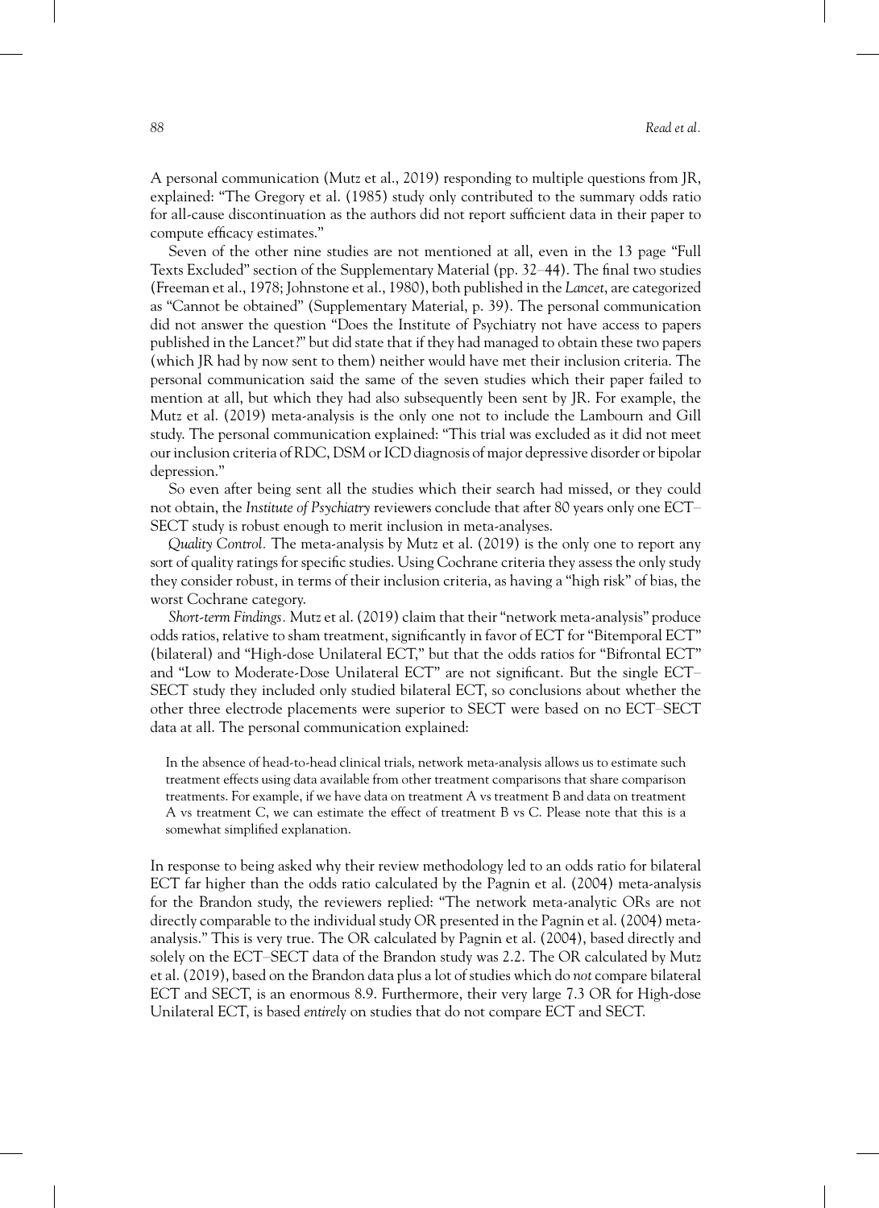A personal communication (Mutz et al., 2019) responding to multiple questions from JR, explained: "The Gregory et al. (1985) study only contributed to the summary odds ratio for all-cause discontinuation as the authors did not report sufficient data in their paper to compute efficacy estimates."

Seven of the other nine studies are not mentioned at all, even in the 13 page "Full Texts Excluded" section of the Supplementary Material (pp. 32–44). The final two studies (Freeman et al., 1978; Johnstone et al., 1980), both published in the *Lancet*, are categorized as "Cannot be obtained" (Supplementary Material, p. 39). The personal communication did not answer the question "Does the Institute of Psychiatry not have access to papers published in the Lancet?" but did state that if they had managed to obtain these two papers (which JR had by now sent to them) neither would have met their inclusion criteria. The personal communication said the same of the seven studies which their paper failed to mention at all, but which they had also subsequently been sent by JR. For example, the Mutz et al. (2019) meta-analysis is the only one not to include the Lambourn and Gill study. The personal communication explained: "This trial was excluded as it did not meet our inclusion criteria of RDC, DSM or ICD diagnosis of major depressive disorder or bipolar depression."

So even after being sent all the studies which their search had missed, or they could not obtain, the *Institute of Psychiatry* reviewers conclude that after 80 years only one ECT–SECT study is robust enough to merit inclusion in meta-analyses.

*Quality Control.* The meta-analysis by Mutz et al. (2019) is the only one to report any sort of quality ratings for specific studies. Using Cochrane criteria they assess the only study they consider robust, in terms of their inclusion criteria, as having a "high risk" of bias, the worst Cochrane category.

*Short-term Findings.* Mutz et al. (2019) claim that their "network meta-analysis" produce odds ratios, relative to sham treatment, significantly in favor of ECT for "Bitemporal ECT" (bilateral) and "High-dose Unilateral ECT," but that the odds ratios for "Bifrontal ECT" and "Low to Moderate-Dose Unilateral ECT" are not significant. But the single ECT–SECT study they included only studied bilateral ECT, so conclusions about whether the other three electrode placements were superior to SECT were based on no ECT–SECT data at all. The personal communication explained:

> In the absence of head-to-head clinical trials, network meta-analysis allows us to estimate such treatment effects using data available from other treatment comparisons that share comparison treatments. For example, if we have data on treatment A vs treatment B and data on treatment A vs treatment C, we can estimate the effect of treatment B vs C. Please note that this is a somewhat simplified explanation.

In response to being asked why their review methodology led to an odds ratio for bilateral ECT far higher than the odds ratio calculated by the Pagnin et al. (2004) meta-analysis for the Brandon study, the reviewers replied: "The network meta-analytic ORs are not directly comparable to the individual study OR presented in the Pagnin et al. (2004) meta-analysis." This is very true. The OR calculated by Pagnin et al. (2004), based directly and solely on the ECT–SECT data of the Brandon study was 2.2. The OR calculated by Mutz et al. (2019), based on the Brandon data plus a lot of studies which do *not* compare bilateral ECT and SECT, is an enormous 8.9. Furthermore, their very large 7.3 OR for High-dose Unilateral ECT, is based *entirely* on studies that do not compare ECT and SECT.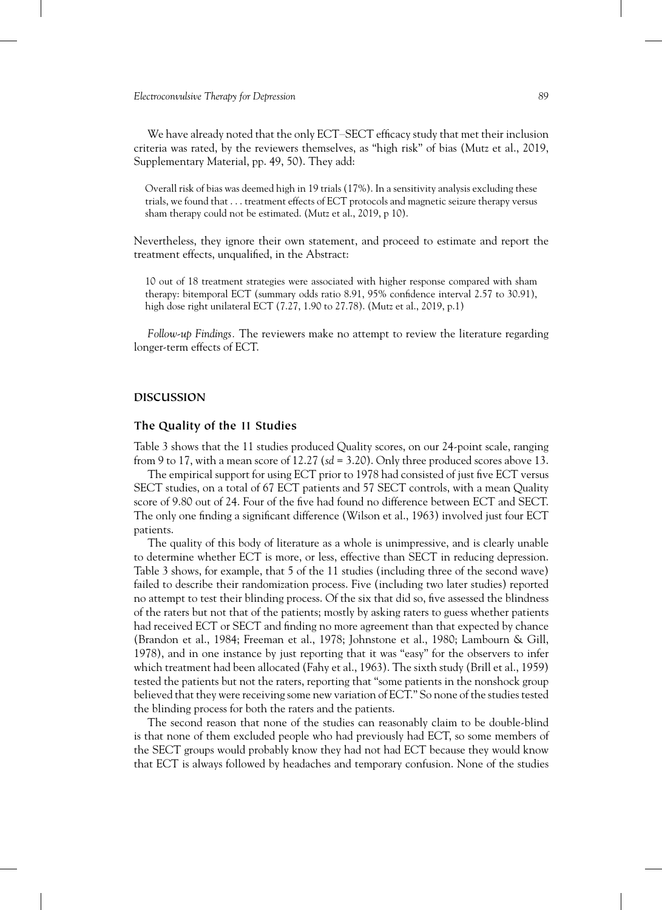We have already noted that the only ECT–SECT efficacy study that met their inclusion criteria was rated, by the reviewers themselves, as "high risk" of bias (Mutz et al., 2019, Supplementary Material, pp. 49, 50). They add:

> Overall risk of bias was deemed high in 19 trials (17%). In a sensitivity analysis excluding these trials, we found that . . . treatment effects of ECT protocols and magnetic seizure therapy versus sham therapy could not be estimated. (Mutz et al., 2019, p 10).

Nevertheless, they ignore their own statement, and proceed to estimate and report the treatment effects, unqualified, in the Abstract:

> 10 out of 18 treatment strategies were associated with higher response compared with sham therapy: bitemporal ECT (summary odds ratio 8.91, 95% confidence interval 2.57 to 30.91), high dose right unilateral ECT (7.27, 1.90 to 27.78). (Mutz et al., 2019, p.1)

*Follow-up Findings.* The reviewers make no attempt to review the literature regarding longer-term effects of ECT.

## DISCUSSION

### The Quality of the 11 Studies

Table 3 shows that the 11 studies produced Quality scores, on our 24-point scale, ranging from 9 to 17, with a mean score of 12.27 (*sd* = 3.20). Only three produced scores above 13.

The empirical support for using ECT prior to 1978 had consisted of just five ECT versus SECT studies, on a total of 67 ECT patients and 57 SECT controls, with a mean Quality score of 9.80 out of 24. Four of the five had found no difference between ECT and SECT. The only one finding a significant difference (Wilson et al., 1963) involved just four ECT patients.

The quality of this body of literature as a whole is unimpressive, and is clearly unable to determine whether ECT is more, or less, effective than SECT in reducing depression. Table 3 shows, for example, that 5 of the 11 studies (including three of the second wave) failed to describe their randomization process. Five (including two later studies) reported no attempt to test their blinding process. Of the six that did so, five assessed the blindness of the raters but not that of the patients; mostly by asking raters to guess whether patients had received ECT or SECT and finding no more agreement than that expected by chance (Brandon et al., 1984; Freeman et al., 1978; Johnstone et al., 1980; Lambourn & Gill, 1978), and in one instance by just reporting that it was "easy" for the observers to infer which treatment had been allocated (Fahy et al., 1963). The sixth study (Brill et al., 1959) tested the patients but not the raters, reporting that "some patients in the nonshock group believed that they were receiving some new variation of ECT." So none of the studies tested the blinding process for both the raters and the patients.

The second reason that none of the studies can reasonably claim to be double-blind is that none of them excluded people who had previously had ECT, so some members of the SECT groups would probably know they had not had ECT because they would know that ECT is always followed by headaches and temporary confusion. None of the studies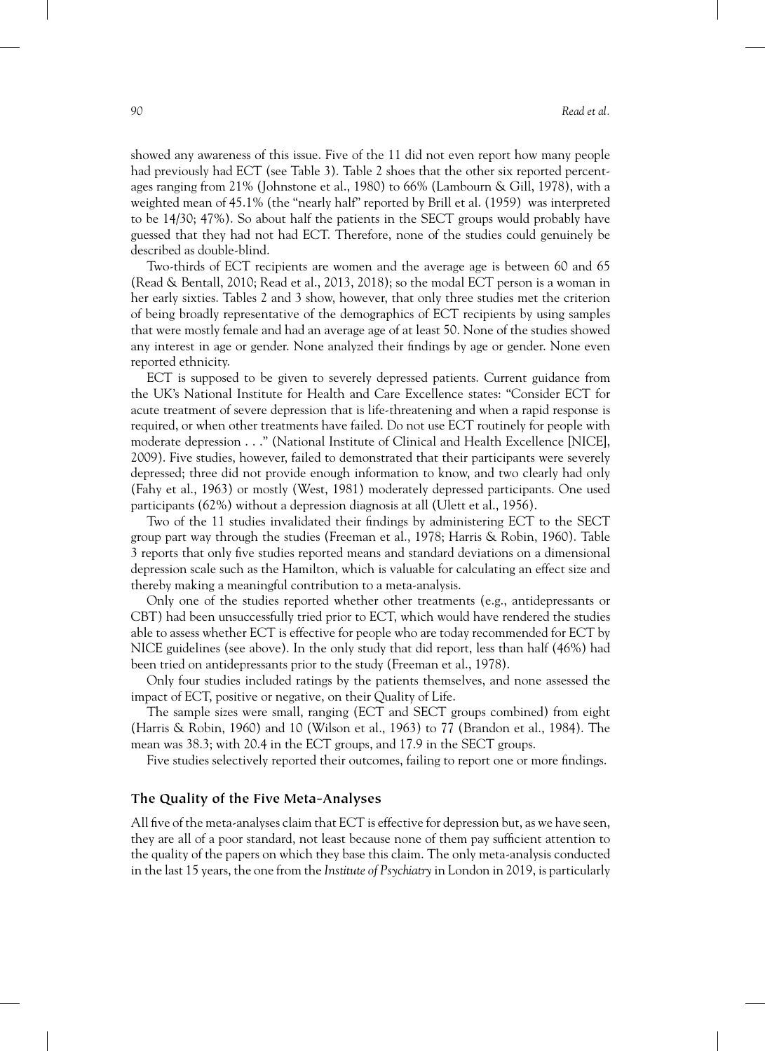showed any awareness of this issue. Five of the 11 did not even report how many people had previously had ECT (see Table 3). Table 2 shoes that the other six reported percentages ranging from 21% (Johnstone et al., 1980) to 66% (Lambourn & Gill, 1978), with a weighted mean of 45.1% (the "nearly half" reported by Brill et al. (1959) was interpreted to be 14/30; 47%). So about half the patients in the SECT groups would probably have guessed that they had not had ECT. Therefore, none of the studies could genuinely be described as double-blind.

Two-thirds of ECT recipients are women and the average age is between 60 and 65 (Read & Bentall, 2010; Read et al., 2013, 2018); so the modal ECT person is a woman in her early sixties. Tables 2 and 3 show, however, that only three studies met the criterion of being broadly representative of the demographics of ECT recipients by using samples that were mostly female and had an average age of at least 50. None of the studies showed any interest in age or gender. None analyzed their findings by age or gender. None even reported ethnicity.

ECT is supposed to be given to severely depressed patients. Current guidance from the UK's National Institute for Health and Care Excellence states: "Consider ECT for acute treatment of severe depression that is life-threatening and when a rapid response is required, or when other treatments have failed. Do not use ECT routinely for people with moderate depression . . ." (National Institute of Clinical and Health Excellence [NICE], 2009). Five studies, however, failed to demonstrated that their participants were severely depressed; three did not provide enough information to know, and two clearly had only (Fahy et al., 1963) or mostly (West, 1981) moderately depressed participants. One used participants (62%) without a depression diagnosis at all (Ulett et al., 1956).

Two of the 11 studies invalidated their findings by administering ECT to the SECT group part way through the studies (Freeman et al., 1978; Harris & Robin, 1960). Table 3 reports that only five studies reported means and standard deviations on a dimensional depression scale such as the Hamilton, which is valuable for calculating an effect size and thereby making a meaningful contribution to a meta-analysis.

Only one of the studies reported whether other treatments (e.g., antidepressants or CBT) had been unsuccessfully tried prior to ECT, which would have rendered the studies able to assess whether ECT is effective for people who are today recommended for ECT by NICE guidelines (see above). In the only study that did report, less than half (46%) had been tried on antidepressants prior to the study (Freeman et al., 1978).

Only four studies included ratings by the patients themselves, and none assessed the impact of ECT, positive or negative, on their Quality of Life.

The sample sizes were small, ranging (ECT and SECT groups combined) from eight (Harris & Robin, 1960) and 10 (Wilson et al., 1963) to 77 (Brandon et al., 1984). The mean was 38.3; with 20.4 in the ECT groups, and 17.9 in the SECT groups.

Five studies selectively reported their outcomes, failing to report one or more findings.

### The Quality of the Five Meta-Analyses

All five of the meta-analyses claim that ECT is effective for depression but, as we have seen, they are all of a poor standard, not least because none of them pay sufficient attention to the quality of the papers on which they base this claim. The only meta-analysis conducted in the last 15 years, the one from the *Institute of Psychiatry* in London in 2019, is particularly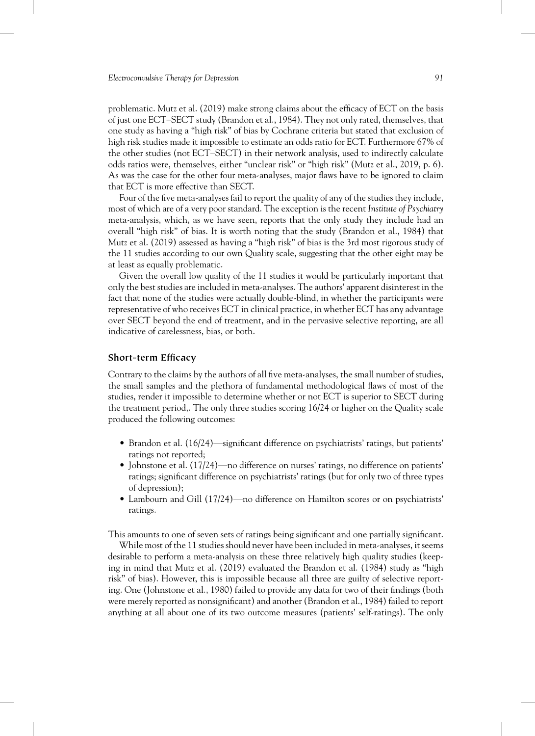problematic. Mutz et al. (2019) make strong claims about the efficacy of ECT on the basis of just one ECT–SECT study (Brandon et al., 1984). They not only rated, themselves, that one study as having a "high risk" of bias by Cochrane criteria but stated that exclusion of high risk studies made it impossible to estimate an odds ratio for ECT. Furthermore 67% of the other studies (not ECT–SECT) in their network analysis, used to indirectly calculate odds ratios were, themselves, either "unclear risk" or "high risk" (Mutz et al., 2019, p. 6). As was the case for the other four meta-analyses, major flaws have to be ignored to claim that ECT is more effective than SECT.

Four of the five meta-analyses fail to report the quality of any of the studies they include, most of which are of a very poor standard. The exception is the recent *Institute of Psychiatry* meta-analysis, which, as we have seen, reports that the only study they include had an overall "high risk" of bias. It is worth noting that the study (Brandon et al., 1984) that Mutz et al. (2019) assessed as having a "high risk" of bias is the 3rd most rigorous study of the 11 studies according to our own Quality scale, suggesting that the other eight may be at least as equally problematic.

Given the overall low quality of the 11 studies it would be particularly important that only the best studies are included in meta-analyses. The authors' apparent disinterest in the fact that none of the studies were actually double-blind, in whether the participants were representative of who receives ECT in clinical practice, in whether ECT has any advantage over SECT beyond the end of treatment, and in the pervasive selective reporting, are all indicative of carelessness, bias, or both.

## Short-term Efficacy

Contrary to the claims by the authors of all five meta-analyses, the small number of studies, the small samples and the plethora of fundamental methodological flaws of most of the studies, render it impossible to determine whether or not ECT is superior to SECT during the treatment period,. The only three studies scoring 16/24 or higher on the Quality scale produced the following outcomes:

- Brandon et al. (16/24)—significant difference on psychiatrists' ratings, but patients' ratings not reported;
- Johnstone et al. (17/24)—no difference on nurses' ratings, no difference on patients' ratings; significant difference on psychiatrists' ratings (but for only two of three types of depression);
- Lambourn and Gill (17/24)—no difference on Hamilton scores or on psychiatrists' ratings.

This amounts to one of seven sets of ratings being significant and one partially significant.

While most of the 11 studies should never have been included in meta-analyses, it seems desirable to perform a meta-analysis on these three relatively high quality studies (keeping in mind that Mutz et al. (2019) evaluated the Brandon et al. (1984) study as "high risk" of bias). However, this is impossible because all three are guilty of selective reporting. One (Johnstone et al., 1980) failed to provide any data for two of their findings (both were merely reported as nonsignificant) and another (Brandon et al., 1984) failed to report anything at all about one of its two outcome measures (patients' self-ratings). The only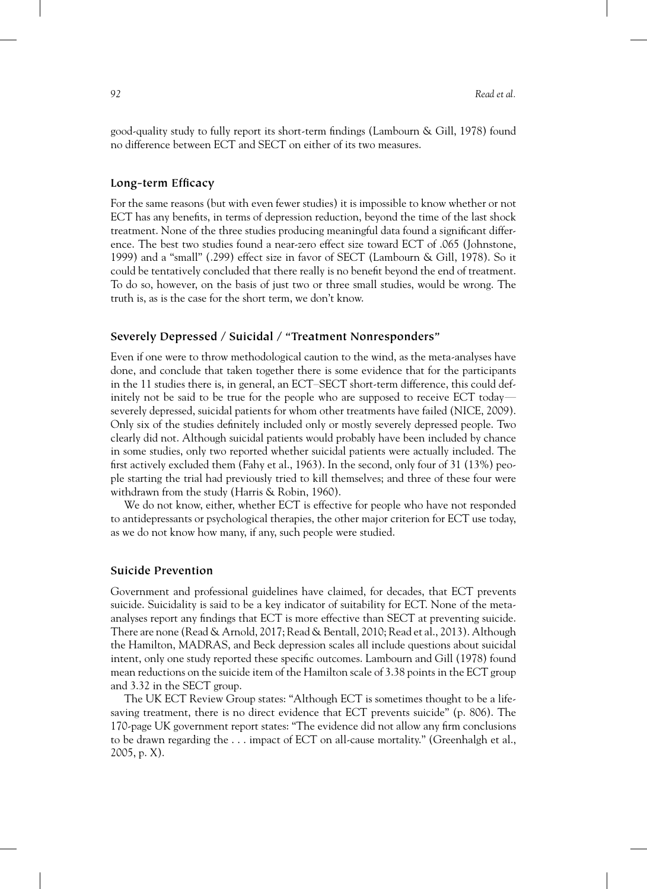good-quality study to fully report its short-term findings (Lambourn & Gill, 1978) found no difference between ECT and SECT on either of its two measures.

## Long-term Efficacy

For the same reasons (but with even fewer studies) it is impossible to know whether or not ECT has any benefits, in terms of depression reduction, beyond the time of the last shock treatment. None of the three studies producing meaningful data found a significant difference. The best two studies found a near-zero effect size toward ECT of .065 (Johnstone, 1999) and a "small" (.299) effect size in favor of SECT (Lambourn & Gill, 1978). So it could be tentatively concluded that there really is no benefit beyond the end of treatment. To do so, however, on the basis of just two or three small studies, would be wrong. The truth is, as is the case for the short term, we don't know.

## Severely Depressed / Suicidal / "Treatment Nonresponders"

Even if one were to throw methodological caution to the wind, as the meta-analyses have done, and conclude that taken together there is some evidence that for the participants in the 11 studies there is, in general, an ECT–SECT short-term difference, this could definitely not be said to be true for the people who are supposed to receive ECT today—severely depressed, suicidal patients for whom other treatments have failed (NICE, 2009). Only six of the studies definitely included only or mostly severely depressed people. Two clearly did not. Although suicidal patients would probably have been included by chance in some studies, only two reported whether suicidal patients were actually included. The first actively excluded them (Fahy et al., 1963). In the second, only four of 31 (13%) people starting the trial had previously tried to kill themselves; and three of these four were withdrawn from the study (Harris & Robin, 1960).

We do not know, either, whether ECT is effective for people who have not responded to antidepressants or psychological therapies, the other major criterion for ECT use today, as we do not know how many, if any, such people were studied.

## Suicide Prevention

Government and professional guidelines have claimed, for decades, that ECT prevents suicide. Suicidality is said to be a key indicator of suitability for ECT. None of the meta-analyses report any findings that ECT is more effective than SECT at preventing suicide. There are none (Read & Arnold, 2017; Read & Bentall, 2010; Read et al., 2013). Although the Hamilton, MADRAS, and Beck depression scales all include questions about suicidal intent, only one study reported these specific outcomes. Lambourn and Gill (1978) found mean reductions on the suicide item of the Hamilton scale of 3.38 points in the ECT group and 3.32 in the SECT group.

The UK ECT Review Group states: "Although ECT is sometimes thought to be a life-saving treatment, there is no direct evidence that ECT prevents suicide" (p. 806). The 170-page UK government report states: "The evidence did not allow any firm conclusions to be drawn regarding the . . . impact of ECT on all-cause mortality." (Greenhalgh et al., 2005, p. X).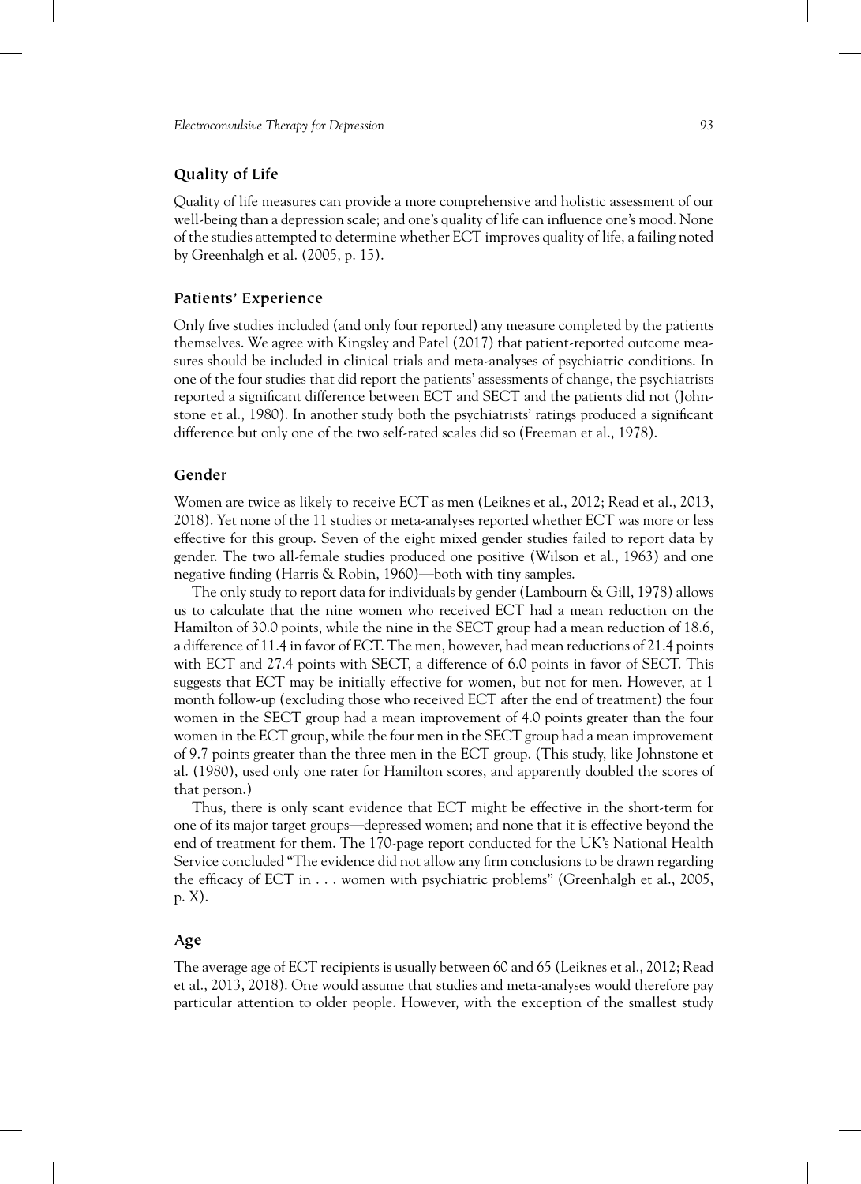## Quality of Life

Quality of life measures can provide a more comprehensive and holistic assessment of our well-being than a depression scale; and one's quality of life can influence one's mood. None of the studies attempted to determine whether ECT improves quality of life, a failing noted by Greenhalgh et al. (2005, p. 15).

## Patients' Experience

Only five studies included (and only four reported) any measure completed by the patients themselves. We agree with Kingsley and Patel (2017) that patient-reported outcome measures should be included in clinical trials and meta-analyses of psychiatric conditions. In one of the four studies that did report the patients' assessments of change, the psychiatrists reported a significant difference between ECT and SECT and the patients did not (Johnstone et al., 1980). In another study both the psychiatrists' ratings produced a significant difference but only one of the two self-rated scales did so (Freeman et al., 1978).

## Gender

Women are twice as likely to receive ECT as men (Leiknes et al., 2012; Read et al., 2013, 2018). Yet none of the 11 studies or meta-analyses reported whether ECT was more or less effective for this group. Seven of the eight mixed gender studies failed to report data by gender. The two all-female studies produced one positive (Wilson et al., 1963) and one negative finding (Harris & Robin, 1960)—both with tiny samples.

The only study to report data for individuals by gender (Lambourn & Gill, 1978) allows us to calculate that the nine women who received ECT had a mean reduction on the Hamilton of 30.0 points, while the nine in the SECT group had a mean reduction of 18.6, a difference of 11.4 in favor of ECT. The men, however, had mean reductions of 21.4 points with ECT and 27.4 points with SECT, a difference of 6.0 points in favor of SECT. This suggests that ECT may be initially effective for women, but not for men. However, at 1 month follow-up (excluding those who received ECT after the end of treatment) the four women in the SECT group had a mean improvement of 4.0 points greater than the four women in the ECT group, while the four men in the SECT group had a mean improvement of 9.7 points greater than the three men in the ECT group. (This study, like Johnstone et al. (1980), used only one rater for Hamilton scores, and apparently doubled the scores of that person.)

Thus, there is only scant evidence that ECT might be effective in the short-term for one of its major target groups—depressed women; and none that it is effective beyond the end of treatment for them. The 170-page report conducted for the UK's National Health Service concluded "The evidence did not allow any firm conclusions to be drawn regarding the efficacy of ECT in . . . women with psychiatric problems" (Greenhalgh et al., 2005, p. X).

## Age

The average age of ECT recipients is usually between 60 and 65 (Leiknes et al., 2012; Read et al., 2013, 2018). One would assume that studies and meta-analyses would therefore pay particular attention to older people. However, with the exception of the smallest study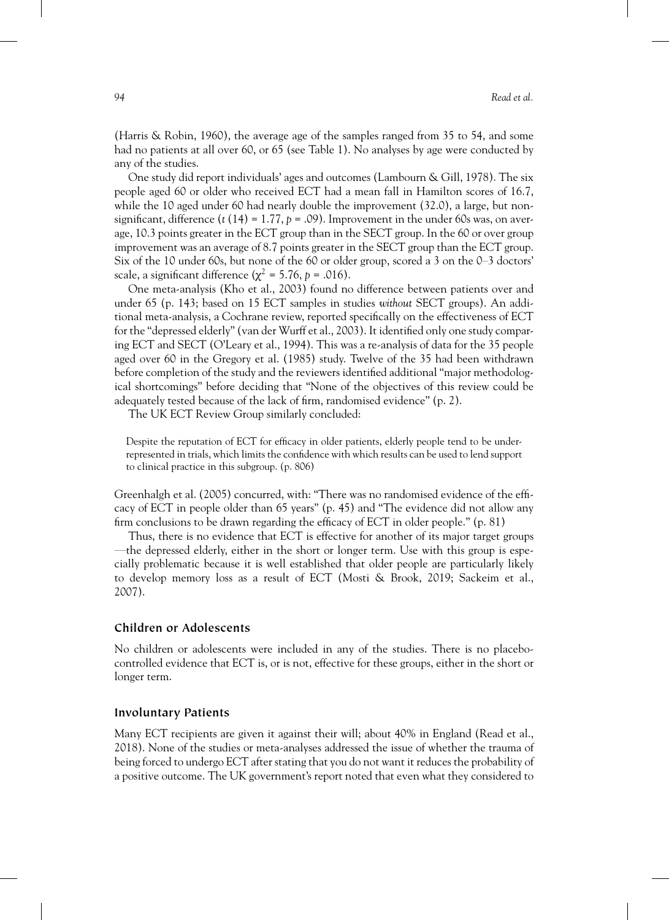(Harris & Robin, 1960), the average age of the samples ranged from 35 to 54, and some had no patients at all over 60, or 65 (see Table 1). No analyses by age were conducted by any of the studies.

One study did report individuals' ages and outcomes (Lambourn & Gill, 1978). The six people aged 60 or older who received ECT had a mean fall in Hamilton scores of 16.7, while the 10 aged under 60 had nearly double the improvement (32.0), a large, but non-significant, difference ($t$ (14) = 1.77, $p$ = .09). Improvement in the under 60s was, on average, 10.3 points greater in the ECT group than in the SECT group. In the 60 or over group improvement was an average of 8.7 points greater in the SECT group than the ECT group. Six of the 10 under 60s, but none of the 60 or older group, scored a 3 on the 0–3 doctors' scale, a significant difference ($\chi^2$ = 5.76, $p$ = .016).

One meta-analysis (Kho et al., 2003) found no difference between patients over and under 65 (p. 143; based on 15 ECT samples in studies *without* SECT groups). An additional meta-analysis, a Cochrane review, reported specifically on the effectiveness of ECT for the "depressed elderly" (van der Wurff et al., 2003). It identified only one study comparing ECT and SECT (O'Leary et al., 1994). This was a re-analysis of data for the 35 people aged over 60 in the Gregory et al. (1985) study. Twelve of the 35 had been withdrawn before completion of the study and the reviewers identified additional "major methodological shortcomings" before deciding that "None of the objectives of this review could be adequately tested because of the lack of firm, randomised evidence" (p. 2).

The UK ECT Review Group similarly concluded:

> Despite the reputation of ECT for efficacy in older patients, elderly people tend to be under-represented in trials, which limits the confidence with which results can be used to lend support to clinical practice in this subgroup. (p. 806)

Greenhalgh et al. (2005) concurred, with: "There was no randomised evidence of the efficacy of ECT in people older than 65 years" (p. 45) and "The evidence did not allow any firm conclusions to be drawn regarding the efficacy of ECT in older people." (p. 81)

Thus, there is no evidence that ECT is effective for another of its major target groups —the depressed elderly, either in the short or longer term. Use with this group is especially problematic because it is well established that older people are particularly likely to develop memory loss as a result of ECT (Mosti & Brook, 2019; Sackeim et al., 2007).

## Children or Adolescents

No children or adolescents were included in any of the studies. There is no placebo-controlled evidence that ECT is, or is not, effective for these groups, either in the short or longer term.

## Involuntary Patients

Many ECT recipients are given it against their will; about 40% in England (Read et al., 2018). None of the studies or meta-analyses addressed the issue of whether the trauma of being forced to undergo ECT after stating that you do not want it reduces the probability of a positive outcome. The UK government's report noted that even what they considered to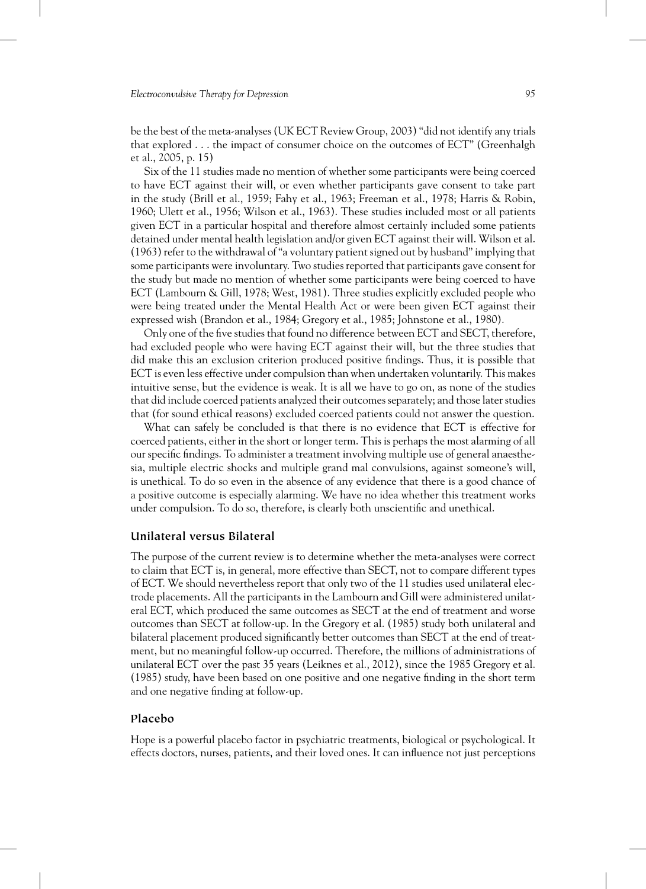be the best of the meta-analyses (UK ECT Review Group, 2003) "did not identify any trials that explored . . . the impact of consumer choice on the outcomes of ECT" (Greenhalgh et al., 2005, p. 15)

Six of the 11 studies made no mention of whether some participants were being coerced to have ECT against their will, or even whether participants gave consent to take part in the study (Brill et al., 1959; Fahy et al., 1963; Freeman et al., 1978; Harris & Robin, 1960; Ulett et al., 1956; Wilson et al., 1963). These studies included most or all patients given ECT in a particular hospital and therefore almost certainly included some patients detained under mental health legislation and/or given ECT against their will. Wilson et al. (1963) refer to the withdrawal of "a voluntary patient signed out by husband" implying that some participants were involuntary. Two studies reported that participants gave consent for the study but made no mention of whether some participants were being coerced to have ECT (Lambourn & Gill, 1978; West, 1981). Three studies explicitly excluded people who were being treated under the Mental Health Act or were been given ECT against their expressed wish (Brandon et al., 1984; Gregory et al., 1985; Johnstone et al., 1980).

Only one of the five studies that found no difference between ECT and SECT, therefore, had excluded people who were having ECT against their will, but the three studies that did make this an exclusion criterion produced positive findings. Thus, it is possible that ECT is even less effective under compulsion than when undertaken voluntarily. This makes intuitive sense, but the evidence is weak. It is all we have to go on, as none of the studies that did include coerced patients analyzed their outcomes separately; and those later studies that (for sound ethical reasons) excluded coerced patients could not answer the question.

What can safely be concluded is that there is no evidence that ECT is effective for coerced patients, either in the short or longer term. This is perhaps the most alarming of all our specific findings. To administer a treatment involving multiple use of general anaesthesia, multiple electric shocks and multiple grand mal convulsions, against someone's will, is unethical. To do so even in the absence of any evidence that there is a good chance of a positive outcome is especially alarming. We have no idea whether this treatment works under compulsion. To do so, therefore, is clearly both unscientific and unethical.

### Unilateral versus Bilateral

The purpose of the current review is to determine whether the meta-analyses were correct to claim that ECT is, in general, more effective than SECT, not to compare different types of ECT. We should nevertheless report that only two of the 11 studies used unilateral electrode placements. All the participants in the Lambourn and Gill were administered unilateral ECT, which produced the same outcomes as SECT at the end of treatment and worse outcomes than SECT at follow-up. In the Gregory et al. (1985) study both unilateral and bilateral placement produced significantly better outcomes than SECT at the end of treatment, but no meaningful follow-up occurred. Therefore, the millions of administrations of unilateral ECT over the past 35 years (Leiknes et al., 2012), since the 1985 Gregory et al. (1985) study, have been based on one positive and one negative finding in the short term and one negative finding at follow-up.

### Placebo

Hope is a powerful placebo factor in psychiatric treatments, biological or psychological. It effects doctors, nurses, patients, and their loved ones. It can influence not just perceptions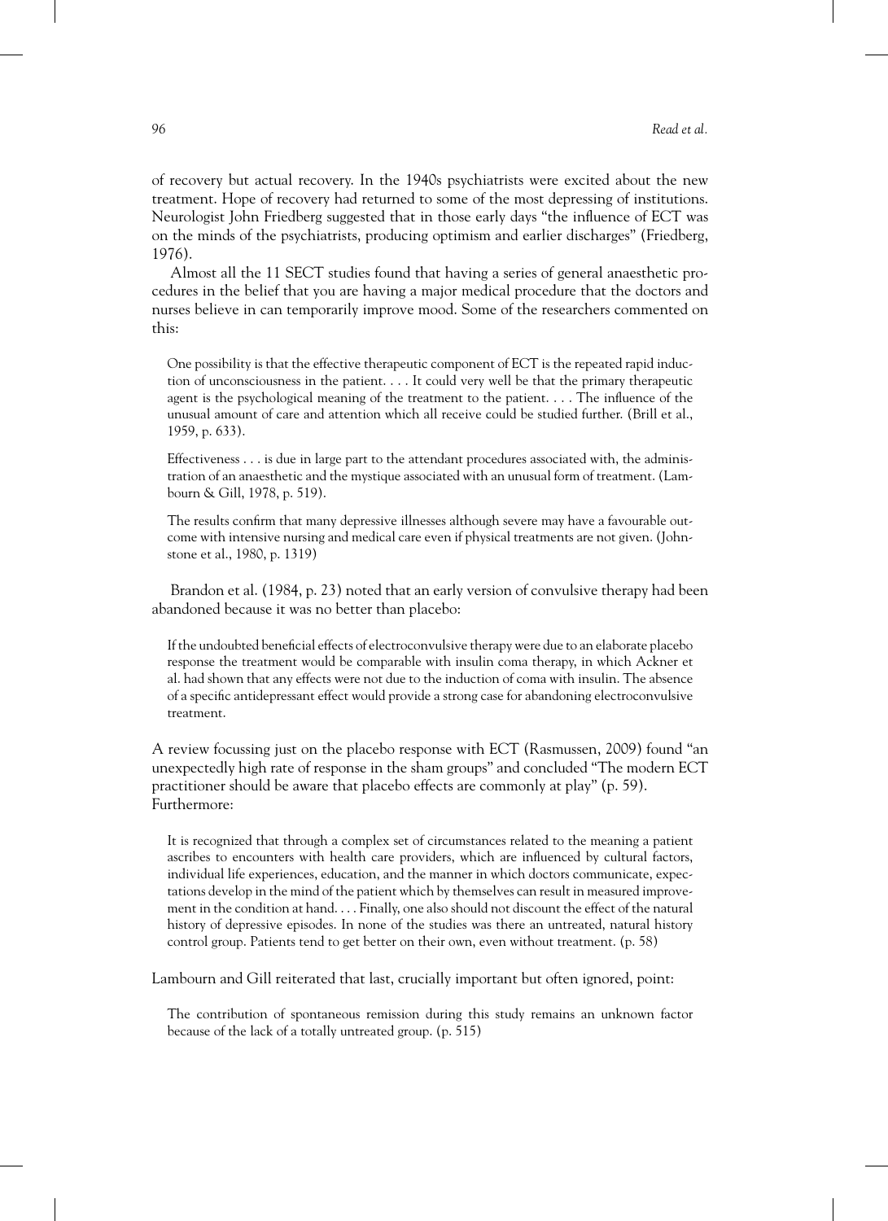of recovery but actual recovery. In the 1940s psychiatrists were excited about the new treatment. Hope of recovery had returned to some of the most depressing of institutions. Neurologist John Friedberg suggested that in those early days "the influence of ECT was on the minds of the psychiatrists, producing optimism and earlier discharges" (Friedberg, 1976).

Almost all the 11 SECT studies found that having a series of general anaesthetic procedures in the belief that you are having a major medical procedure that the doctors and nurses believe in can temporarily improve mood. Some of the researchers commented on this:

> One possibility is that the effective therapeutic component of ECT is the repeated rapid induction of unconsciousness in the patient. . . . It could very well be that the primary therapeutic agent is the psychological meaning of the treatment to the patient. . . . The influence of the unusual amount of care and attention which all receive could be studied further. (Brill et al., 1959, p. 633).

> Effectiveness . . . is due in large part to the attendant procedures associated with, the administration of an anaesthetic and the mystique associated with an unusual form of treatment. (Lambourn & Gill, 1978, p. 519).

> The results confirm that many depressive illnesses although severe may have a favourable outcome with intensive nursing and medical care even if physical treatments are not given. (Johnstone et al., 1980, p. 1319)

Brandon et al. (1984, p. 23) noted that an early version of convulsive therapy had been abandoned because it was no better than placebo:

> If the undoubted beneficial effects of electroconvulsive therapy were due to an elaborate placebo response the treatment would be comparable with insulin coma therapy, in which Ackner et al. had shown that any effects were not due to the induction of coma with insulin. The absence of a specific antidepressant effect would provide a strong case for abandoning electroconvulsive treatment.

A review focussing just on the placebo response with ECT (Rasmussen, 2009) found "an unexpectedly high rate of response in the sham groups" and concluded "The modern ECT practitioner should be aware that placebo effects are commonly at play" (p. 59). Furthermore:

> It is recognized that through a complex set of circumstances related to the meaning a patient ascribes to encounters with health care providers, which are influenced by cultural factors, individual life experiences, education, and the manner in which doctors communicate, expectations develop in the mind of the patient which by themselves can result in measured improvement in the condition at hand. . . . Finally, one also should not discount the effect of the natural history of depressive episodes. In none of the studies was there an untreated, natural history control group. Patients tend to get better on their own, even without treatment. (p. 58)

Lambourn and Gill reiterated that last, crucially important but often ignored, point:

> The contribution of spontaneous remission during this study remains an unknown factor because of the lack of a totally untreated group. (p. 515)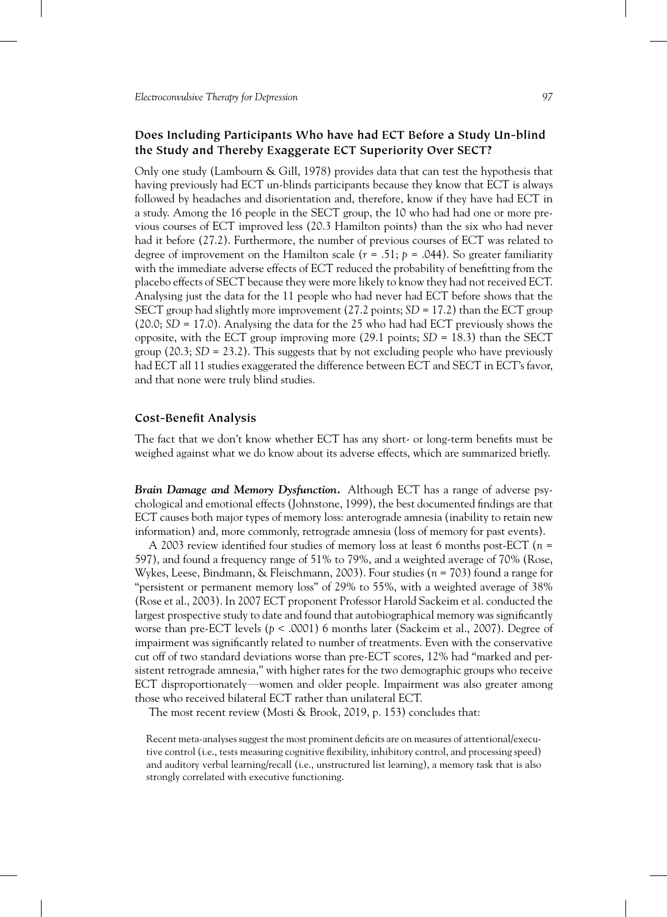### Does Including Participants Who have had ECT Before a Study Un-blind the Study and Thereby Exaggerate ECT Superiority Over SECT?

Only one study (Lambourn & Gill, 1978) provides data that can test the hypothesis that having previously had ECT un-blinds participants because they know that ECT is always followed by headaches and disorientation and, therefore, know if they have had ECT in a study. Among the 16 people in the SECT group, the 10 who had had one or more previous courses of ECT improved less (20.3 Hamilton points) than the six who had never had it before (27.2). Furthermore, the number of previous courses of ECT was related to degree of improvement on the Hamilton scale ($r = .51$; $p = .044$). So greater familiarity with the immediate adverse effects of ECT reduced the probability of benefitting from the placebo effects of SECT because they were more likely to know they had not received ECT. Analysing just the data for the 11 people who had never had ECT before shows that the SECT group had slightly more improvement (27.2 points; $SD = 17.2$) than the ECT group (20.0; $SD = 17.0$). Analysing the data for the 25 who had had ECT previously shows the opposite, with the ECT group improving more (29.1 points; $SD = 18.3$) than the SECT group (20.3; $SD = 23.2$). This suggests that by not excluding people who have previously had ECT all 11 studies exaggerated the difference between ECT and SECT in ECT's favor, and that none were truly blind studies.

### Cost-Benefit Analysis

The fact that we don't know whether ECT has any short- or long-term benefits must be weighed against what we do know about its adverse effects, which are summarized briefly.

***Brain Damage and Memory Dysfunction.*** Although ECT has a range of adverse psychological and emotional effects (Johnstone, 1999), the best documented findings are that ECT causes both major types of memory loss: anterograde amnesia (inability to retain new information) and, more commonly, retrograde amnesia (loss of memory for past events).

A 2003 review identified four studies of memory loss at least 6 months post-ECT ($n = 597$), and found a frequency range of 51% to 79%, and a weighted average of 70% (Rose, Wykes, Leese, Bindmann, & Fleischmann, 2003). Four studies ($n = 703$) found a range for "persistent or permanent memory loss" of 29% to 55%, with a weighted average of 38% (Rose et al., 2003). In 2007 ECT proponent Professor Harold Sackeim et al. conducted the largest prospective study to date and found that autobiographical memory was significantly worse than pre-ECT levels ($p < .0001$) 6 months later (Sackeim et al., 2007). Degree of impairment was significantly related to number of treatments. Even with the conservative cut off of two standard deviations worse than pre-ECT scores, 12% had "marked and persistent retrograde amnesia," with higher rates for the two demographic groups who receive ECT disproportionately—women and older people. Impairment was also greater among those who received bilateral ECT rather than unilateral ECT.

The most recent review (Mosti & Brook, 2019, p. 153) concludes that:

> Recent meta-analyses suggest the most prominent deficits are on measures of attentional/executive control (i.e., tests measuring cognitive flexibility, inhibitory control, and processing speed) and auditory verbal learning/recall (i.e., unstructured list learning), a memory task that is also strongly correlated with executive functioning.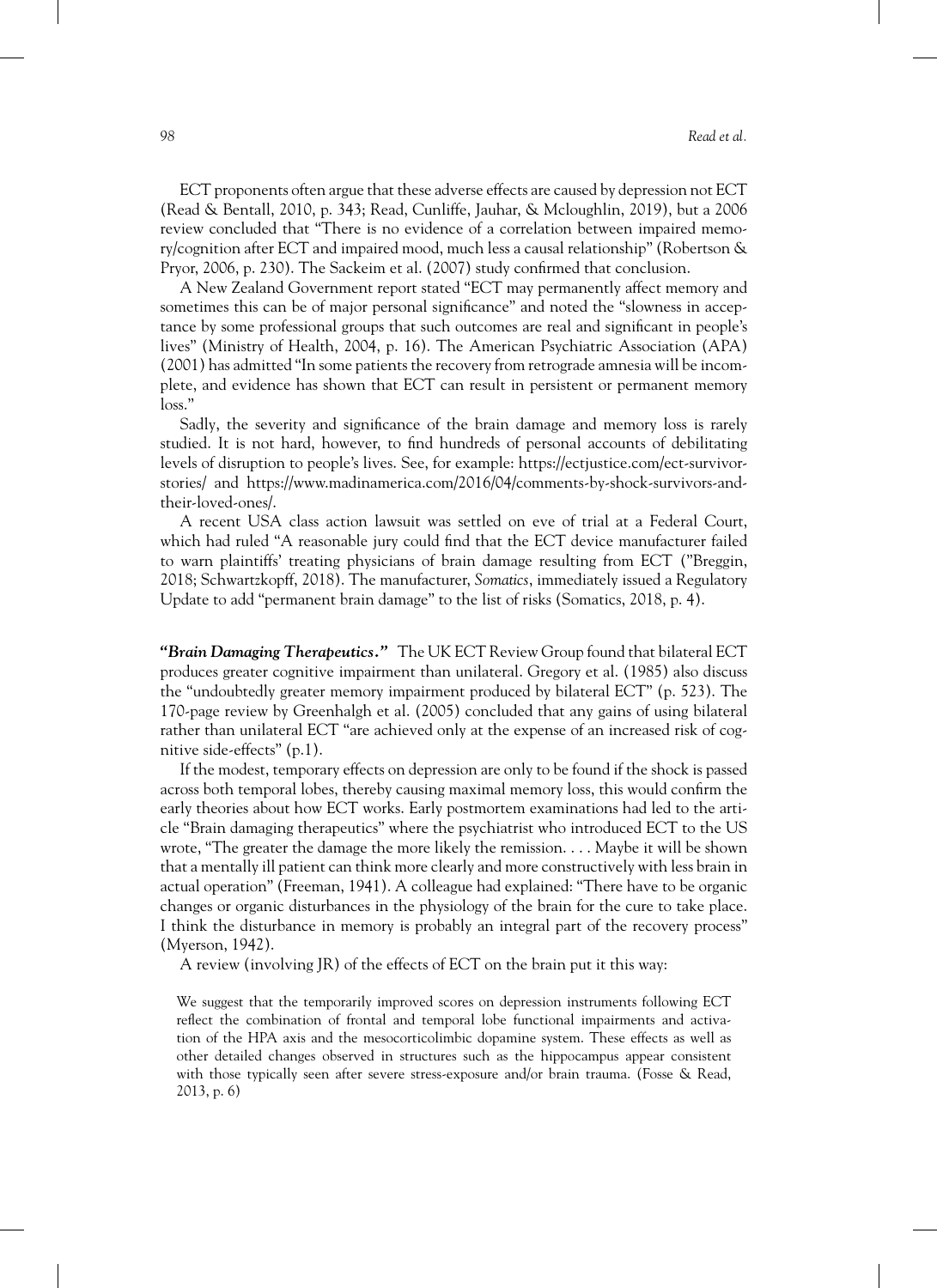ECT proponents often argue that these adverse effects are caused by depression not ECT (Read & Bentall, 2010, p. 343; Read, Cunliffe, Jauhar, & Mcloughlin, 2019), but a 2006 review concluded that "There is no evidence of a correlation between impaired memory/cognition after ECT and impaired mood, much less a causal relationship" (Robertson & Pryor, 2006, p. 230). The Sackeim et al. (2007) study confirmed that conclusion.

A New Zealand Government report stated "ECT may permanently affect memory and sometimes this can be of major personal significance" and noted the "slowness in acceptance by some professional groups that such outcomes are real and significant in people's lives" (Ministry of Health, 2004, p. 16). The American Psychiatric Association (APA) (2001) has admitted "In some patients the recovery from retrograde amnesia will be incomplete, and evidence has shown that ECT can result in persistent or permanent memory loss."

Sadly, the severity and significance of the brain damage and memory loss is rarely studied. It is not hard, however, to find hundreds of personal accounts of debilitating levels of disruption to people's lives. See, for example: https://ectjustice.com/ect-survivor-stories/ and https://www.madinamerica.com/2016/04/comments-by-shock-survivors-and-their-loved-ones/.

A recent USA class action lawsuit was settled on eve of trial at a Federal Court, which had ruled "A reasonable jury could find that the ECT device manufacturer failed to warn plaintiffs' treating physicians of brain damage resulting from ECT ("Breggin, 2018; Schwartzkopff, 2018). The manufacturer, *Somatics*, immediately issued a Regulatory Update to add "permanent brain damage" to the list of risks (Somatics, 2018, p. 4).

***"Brain Damaging Therapeutics."*** The UK ECT Review Group found that bilateral ECT produces greater cognitive impairment than unilateral. Gregory et al. (1985) also discuss the "undoubtedly greater memory impairment produced by bilateral ECT" (p. 523). The 170-page review by Greenhalgh et al. (2005) concluded that any gains of using bilateral rather than unilateral ECT "are achieved only at the expense of an increased risk of cognitive side-effects" (p.1).

If the modest, temporary effects on depression are only to be found if the shock is passed across both temporal lobes, thereby causing maximal memory loss, this would confirm the early theories about how ECT works. Early postmortem examinations had led to the article "Brain damaging therapeutics" where the psychiatrist who introduced ECT to the US wrote, "The greater the damage the more likely the remission. . . . Maybe it will be shown that a mentally ill patient can think more clearly and more constructively with less brain in actual operation" (Freeman, 1941). A colleague had explained: "There have to be organic changes or organic disturbances in the physiology of the brain for the cure to take place. I think the disturbance in memory is probably an integral part of the recovery process" (Myerson, 1942).

A review (involving JR) of the effects of ECT on the brain put it this way:

> We suggest that the temporarily improved scores on depression instruments following ECT reflect the combination of frontal and temporal lobe functional impairments and activation of the HPA axis and the mesocorticolimbic dopamine system. These effects as well as other detailed changes observed in structures such as the hippocampus appear consistent with those typically seen after severe stress-exposure and/or brain trauma. (Fosse & Read, 2013, p. 6)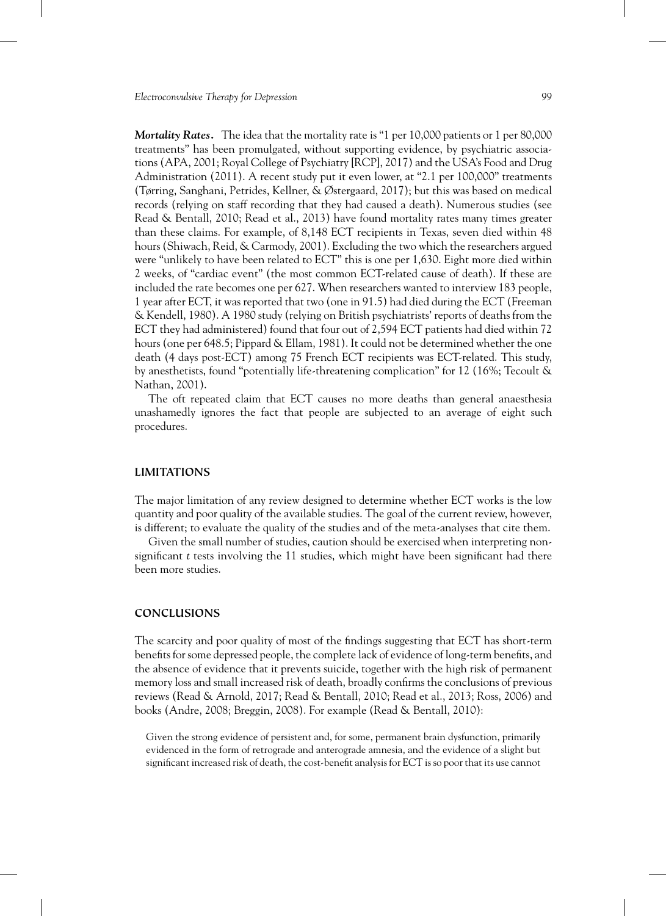***Mortality Rates.*** The idea that the mortality rate is "1 per 10,000 patients or 1 per 80,000 treatments" has been promulgated, without supporting evidence, by psychiatric associations (APA, 2001; Royal College of Psychiatry [RCP], 2017) and the USA's Food and Drug Administration (2011). A recent study put it even lower, at "2.1 per 100,000" treatments (Tørring, Sanghani, Petrides, Kellner, & Østergaard, 2017); but this was based on medical records (relying on staff recording that they had caused a death). Numerous studies (see Read & Bentall, 2010; Read et al., 2013) have found mortality rates many times greater than these claims. For example, of 8,148 ECT recipients in Texas, seven died within 48 hours (Shiwach, Reid, & Carmody, 2001). Excluding the two which the researchers argued were "unlikely to have been related to ECT" this is one per 1,630. Eight more died within 2 weeks, of "cardiac event" (the most common ECT-related cause of death). If these are included the rate becomes one per 627. When researchers wanted to interview 183 people, 1 year after ECT, it was reported that two (one in 91.5) had died during the ECT (Freeman & Kendell, 1980). A 1980 study (relying on British psychiatrists' reports of deaths from the ECT they had administered) found that four out of 2,594 ECT patients had died within 72 hours (one per 648.5; Pippard & Ellam, 1981). It could not be determined whether the one death (4 days post-ECT) among 75 French ECT recipients was ECT-related. This study, by anesthetists, found "potentially life-threatening complication" for 12 (16%; Tecoult & Nathan, 2001).

The oft repeated claim that ECT causes no more deaths than general anaesthesia unashamedly ignores the fact that people are subjected to an average of eight such procedures.

## LIMITATIONS

The major limitation of any review designed to determine whether ECT works is the low quantity and poor quality of the available studies. The goal of the current review, however, is different; to evaluate the quality of the studies and of the meta-analyses that cite them.

Given the small number of studies, caution should be exercised when interpreting non-significant *t* tests involving the 11 studies, which might have been significant had there been more studies.

## CONCLUSIONS

The scarcity and poor quality of most of the findings suggesting that ECT has short-term benefits for some depressed people, the complete lack of evidence of long-term benefits, and the absence of evidence that it prevents suicide, together with the high risk of permanent memory loss and small increased risk of death, broadly confirms the conclusions of previous reviews (Read & Arnold, 2017; Read & Bentall, 2010; Read et al., 2013; Ross, 2006) and books (Andre, 2008; Breggin, 2008). For example (Read & Bentall, 2010):

> Given the strong evidence of persistent and, for some, permanent brain dysfunction, primarily evidenced in the form of retrograde and anterograde amnesia, and the evidence of a slight but significant increased risk of death, the cost-benefit analysis for ECT is so poor that its use cannot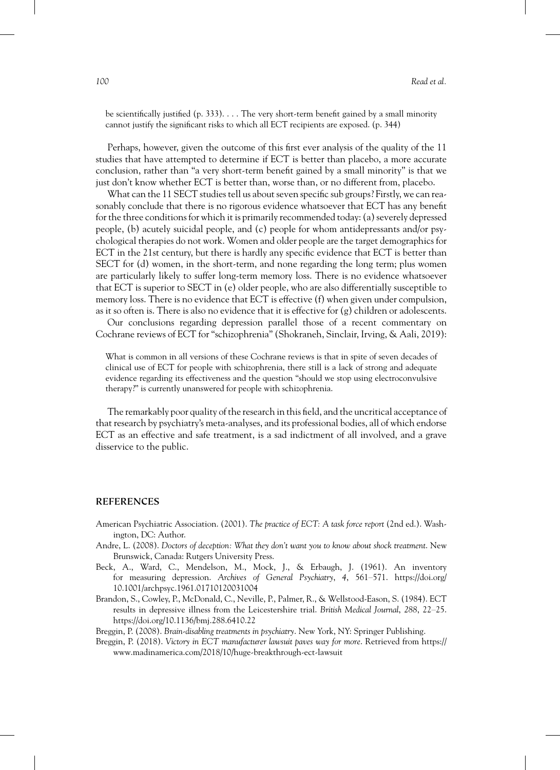> be scientifically justified (p. 333). . . . The very short-term benefit gained by a small minority cannot justify the significant risks to which all ECT recipients are exposed. (p. 344)

Perhaps, however, given the outcome of this first ever analysis of the quality of the 11 studies that have attempted to determine if ECT is better than placebo, a more accurate conclusion, rather than "a very short-term benefit gained by a small minority" is that we just don't know whether ECT is better than, worse than, or no different from, placebo.

What can the 11 SECT studies tell us about seven specific sub groups? Firstly, we can reasonably conclude that there is no rigorous evidence whatsoever that ECT has any benefit for the three conditions for which it is primarily recommended today: (a) severely depressed people, (b) acutely suicidal people, and (c) people for whom antidepressants and/or psychological therapies do not work. Women and older people are the target demographics for ECT in the 21st century, but there is hardly any specific evidence that ECT is better than SECT for (d) women, in the short-term, and none regarding the long term; plus women are particularly likely to suffer long-term memory loss. There is no evidence whatsoever that ECT is superior to SECT in (e) older people, who are also differentially susceptible to memory loss. There is no evidence that ECT is effective (f) when given under compulsion, as it so often is. There is also no evidence that it is effective for (g) children or adolescents.

Our conclusions regarding depression parallel those of a recent commentary on Cochrane reviews of ECT for "schizophrenia" (Shokraneh, Sinclair, Irving, & Aali, 2019):

> What is common in all versions of these Cochrane reviews is that in spite of seven decades of clinical use of ECT for people with schizophrenia, there still is a lack of strong and adequate evidence regarding its effectiveness and the question "should we stop using electroconvulsive therapy?" is currently unanswered for people with schizophrenia.

The remarkably poor quality of the research in this field, and the uncritical acceptance of that research by psychiatry's meta-analyses, and its professional bodies, all of which endorse ECT as an effective and safe treatment, is a sad indictment of all involved, and a grave disservice to the public.

## REFERENCES

American Psychiatric Association. (2001). *The practice of ECT: A task force report* (2nd ed.). Washington, DC: Author.

Andre, L. (2008). *Doctors of deception: What they don't want you to know about shock treatment*. New Brunswick, Canada: Rutgers University Press.

Beck, A., Ward, C., Mendelson, M., Mock, J., & Erbaugh, J. (1961). An inventory for measuring depression. *Archives of General Psychiatry*, *4*, 561–571. https://doi.org/10.1001/archpsyc.1961.01710120031004

Brandon, S., Cowley, P., McDonald, C., Neville, P., Palmer, R., & Wellstood-Eason, S. (1984). ECT results in depressive illness from the Leicestershire trial. *British Medical Journal*, *288*, 22–25. https://doi.org/10.1136/bmj.288.6410.22

Breggin, P. (2008). *Brain-disabling treatments in psychiatry*. New York, NY: Springer Publishing.

Breggin, P. (2018). *Victory in ECT manufacturer lawsuit paves way for more*. Retrieved from https://www.madinamerica.com/2018/10/huge-breakthrough-ect-lawsuit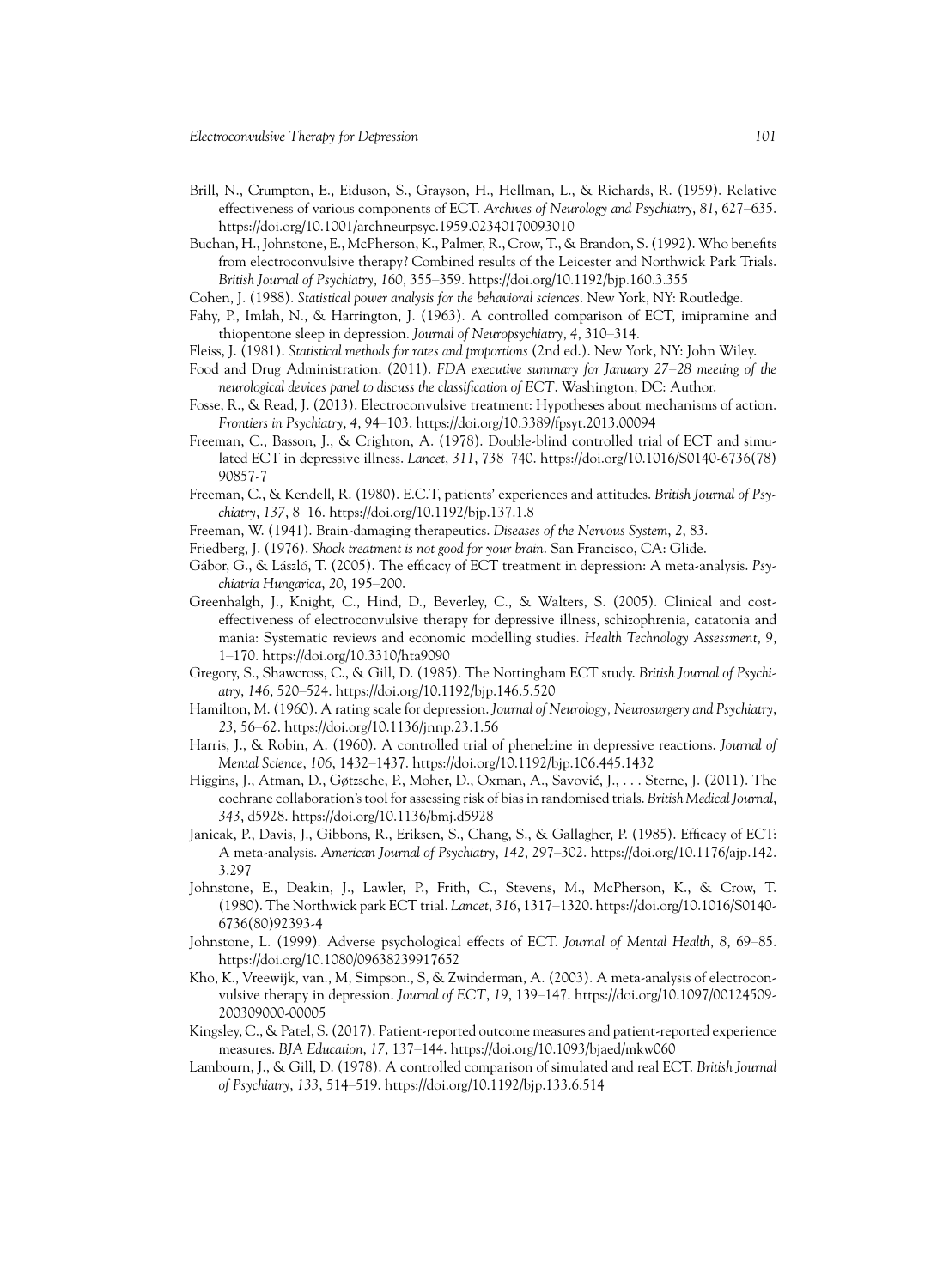Brill, N., Crumpton, E., Eiduson, S., Grayson, H., Hellman, L., & Richards, R. (1959). Relative effectiveness of various components of ECT. *Archives of Neurology and Psychiatry*, *81*, 627–635. https://doi.org/10.1001/archneurpsyc.1959.02340170093010

Buchan, H., Johnstone, E., McPherson, K., Palmer, R., Crow, T., & Brandon, S. (1992). Who benefits from electroconvulsive therapy? Combined results of the Leicester and Northwick Park Trials. *British Journal of Psychiatry*, *160*, 355–359. https://doi.org/10.1192/bjp.160.3.355

Cohen, J. (1988). *Statistical power analysis for the behavioral sciences*. New York, NY: Routledge.

Fahy, P., Imlah, N., & Harrington, J. (1963). A controlled comparison of ECT, imipramine and thiopentone sleep in depression. *Journal of Neuropsychiatry*, *4*, 310–314.

Fleiss, J. (1981). *Statistical methods for rates and proportions* (2nd ed.). New York, NY: John Wiley.

Food and Drug Administration. (2011). *FDA executive summary for January 27–28 meeting of the neurological devices panel to discuss the classification of ECT*. Washington, DC: Author.

Fosse, R., & Read, J. (2013). Electroconvulsive treatment: Hypotheses about mechanisms of action. *Frontiers in Psychiatry*, *4*, 94–103. https://doi.org/10.3389/fpsyt.2013.00094

Freeman, C., Basson, J., & Crighton, A. (1978). Double-blind controlled trial of ECT and simulated ECT in depressive illness. *Lancet*, *311*, 738–740. https://doi.org/10.1016/S0140-6736(78)90857-7

Freeman, C., & Kendell, R. (1980). E.C.T, patients' experiences and attitudes. *British Journal of Psychiatry*, *137*, 8–16. https://doi.org/10.1192/bjp.137.1.8

Freeman, W. (1941). Brain-damaging therapeutics. *Diseases of the Nervous System*, *2*, 83.

Friedberg, J. (1976). *Shock treatment is not good for your brain*. San Francisco, CA: Glide.

Gábor, G., & László, T. (2005). The efficacy of ECT treatment in depression: A meta-analysis. *Psychiatria Hungarica*, *20*, 195–200.

Greenhalgh, J., Knight, C., Hind, D., Beverley, C., & Walters, S. (2005). Clinical and cost-effectiveness of electroconvulsive therapy for depressive illness, schizophrenia, catatonia and mania: Systematic reviews and economic modelling studies. *Health Technology Assessment*, *9*, 1–170. https://doi.org/10.3310/hta9090

Gregory, S., Shawcross, C., & Gill, D. (1985). The Nottingham ECT study. *British Journal of Psychiatry*, *146*, 520–524. https://doi.org/10.1192/bjp.146.5.520

Hamilton, M. (1960). A rating scale for depression. *Journal of Neurology, Neurosurgery and Psychiatry*, *23*, 56–62. https://doi.org/10.1136/jnnp.23.1.56

Harris, J., & Robin, A. (1960). A controlled trial of phenelzine in depressive reactions. *Journal of Mental Science*, *106*, 1432–1437. https://doi.org/10.1192/bjp.106.445.1432

Higgins, J., Atman, D., Gøtzsche, P., Moher, D., Oxman, A., Savović, J., . . . Sterne, J. (2011). The cochrane collaboration's tool for assessing risk of bias in randomised trials. *British Medical Journal*, *343*, d5928. https://doi.org/10.1136/bmj.d5928

Janicak, P., Davis, J., Gibbons, R., Eriksen, S., Chang, S., & Gallagher, P. (1985). Efficacy of ECT: A meta-analysis. *American Journal of Psychiatry*, *142*, 297–302. https://doi.org/10.1176/ajp.142.3.297

Johnstone, E., Deakin, J., Lawler, P., Frith, C., Stevens, M., McPherson, K., & Crow, T. (1980). The Northwick park ECT trial. *Lancet*, *316*, 1317–1320. https://doi.org/10.1016/S0140-6736(80)92393-4

Johnstone, L. (1999). Adverse psychological effects of ECT. *Journal of Mental Health*, *8*, 69–85. https://doi.org/10.1080/09638239917652

Kho, K., Vreewijk, van., M, Simpson., S, & Zwinderman, A. (2003). A meta-analysis of electroconvulsive therapy in depression. *Journal of ECT*, *19*, 139–147. https://doi.org/10.1097/00124509-200309000-00005

Kingsley, C., & Patel, S. (2017). Patient-reported outcome measures and patient-reported experience measures. *BJA Education*, *17*, 137–144. https://doi.org/10.1093/bjaed/mkw060

Lambourn, J., & Gill, D. (1978). A controlled comparison of simulated and real ECT. *British Journal of Psychiatry*, *133*, 514–519. https://doi.org/10.1192/bjp.133.6.514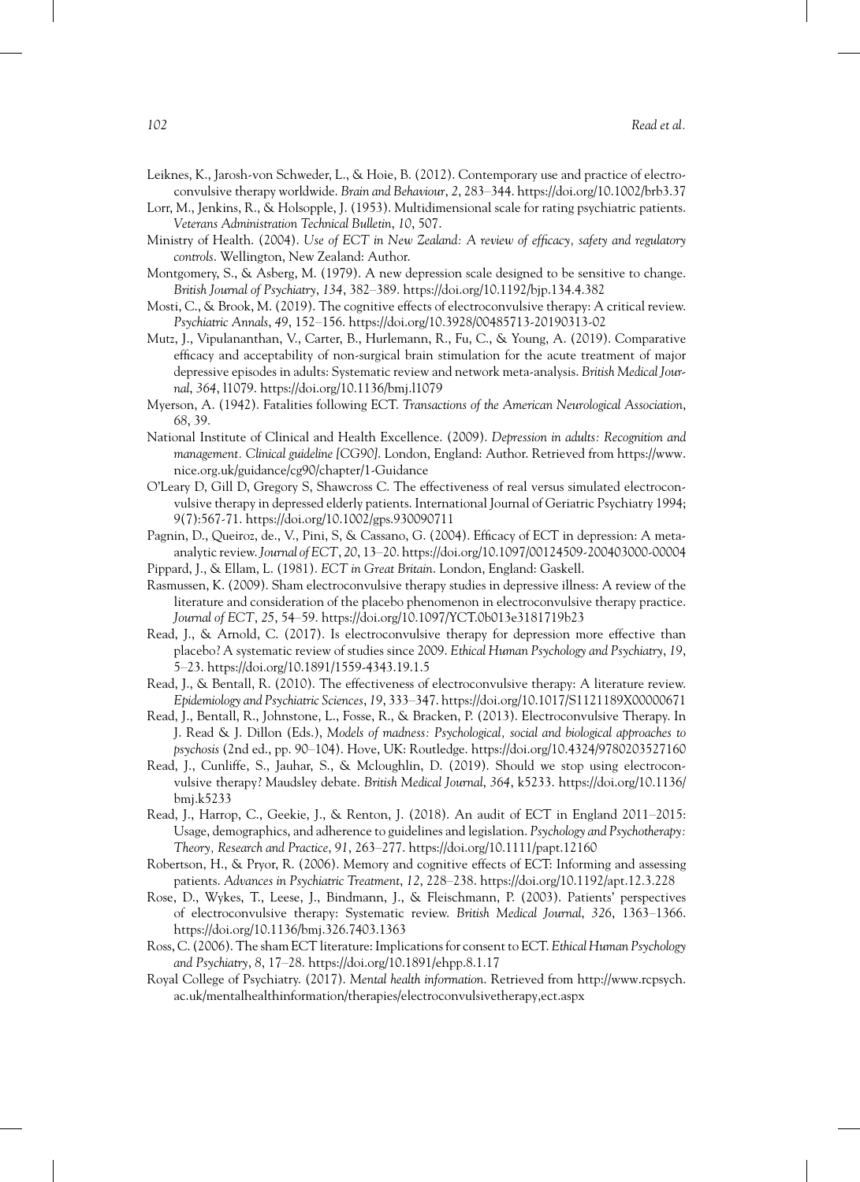Leiknes, K., Jarosh-von Schweder, L., & Hoie, B. (2012). Contemporary use and practice of electroconvulsive therapy worldwide. *Brain and Behaviour*, *2*, 283–344. https://doi.org/10.1002/brb3.37

Lorr, M., Jenkins, R., & Holsopple, J. (1953). Multidimensional scale for rating psychiatric patients. *Veterans Administration Technical Bulletin*, *10*, 507.

Ministry of Health. (2004). *Use of ECT in New Zealand: A review of efficacy, safety and regulatory controls*. Wellington, New Zealand: Author.

Montgomery, S., & Asberg, M. (1979). A new depression scale designed to be sensitive to change. *British Journal of Psychiatry*, *134*, 382–389. https://doi.org/10.1192/bjp.134.4.382

Mosti, C., & Brook, M. (2019). The cognitive effects of electroconvulsive therapy: A critical review. *Psychiatric Annals*, *49*, 152–156. https://doi.org/10.3928/00485713-20190313-02

Mutz, J., Vipulananthan, V., Carter, B., Hurlemann, R., Fu, C., & Young, A. (2019). Comparative efficacy and acceptability of non-surgical brain stimulation for the acute treatment of major depressive episodes in adults: Systematic review and network meta-analysis. *British Medical Journal*, *364*, l1079. https://doi.org/10.1136/bmj.l1079

Myerson, A. (1942). Fatalities following ECT. *Transactions of the American Neurological Association*, *68*, 39.

National Institute of Clinical and Health Excellence. (2009). *Depression in adults: Recognition and management. Clinical guideline [CG90]*. London, England: Author. Retrieved from https://www.nice.org.uk/guidance/cg90/chapter/1-Guidance

O'Leary D, Gill D, Gregory S, Shawcross C. The effectiveness of real versus simulated electroconvulsive therapy in depressed elderly patients. International Journal of Geriatric Psychiatry 1994; 9(7):567-71. https://doi.org/10.1002/gps.930090711

Pagnin, D., Queiroz, de., V., Pini, S, & Cassano, G. (2004). Efficacy of ECT in depression: A meta-analytic review. *Journal of ECT*, *20*, 13–20. https://doi.org/10.1097/00124509-200403000-00004

Pippard, J., & Ellam, L. (1981). *ECT in Great Britain*. London, England: Gaskell.

Rasmussen, K. (2009). Sham electroconvulsive therapy studies in depressive illness: A review of the literature and consideration of the placebo phenomenon in electroconvulsive therapy practice. *Journal of ECT*, *25*, 54–59. https://doi.org/10.1097/YCT.0b013e3181719b23

Read, J., & Arnold, C. (2017). Is electroconvulsive therapy for depression more effective than placebo? A systematic review of studies since 2009. *Ethical Human Psychology and Psychiatry*, *19*, 5–23. https://doi.org/10.1891/1559-4343.19.1.5

Read, J., & Bentall, R. (2010). The effectiveness of electroconvulsive therapy: A literature review. *Epidemiology and Psychiatric Sciences*, *19*, 333–347. https://doi.org/10.1017/S1121189X00000671

Read, J., Bentall, R., Johnstone, L., Fosse, R., & Bracken, P. (2013). Electroconvulsive Therapy. In J. Read & J. Dillon (Eds.), *Models of madness: Psychological, social and biological approaches to psychosis* (2nd ed., pp. 90–104). Hove, UK: Routledge. https://doi.org/10.4324/9780203527160

Read, J., Cunliffe, S., Jauhar, S., & Mcloughlin, D. (2019). Should we stop using electroconvulsive therapy? Maudsley debate. *British Medical Journal*, *364*, k5233. https://doi.org/10.1136/bmj.k5233

Read, J., Harrop, C., Geekie, J., & Renton, J. (2018). An audit of ECT in England 2011–2015: Usage, demographics, and adherence to guidelines and legislation. *Psychology and Psychotherapy: Theory, Research and Practice*, *91*, 263–277. https://doi.org/10.1111/papt.12160

Robertson, H., & Pryor, R. (2006). Memory and cognitive effects of ECT: Informing and assessing patients. *Advances in Psychiatric Treatment*, *12*, 228–238. https://doi.org/10.1192/apt.12.3.228

Rose, D., Wykes, T., Leese, J., Bindmann, J., & Fleischmann, P. (2003). Patients' perspectives of electroconvulsive therapy: Systematic review. *British Medical Journal*, *326*, 1363–1366. https://doi.org/10.1136/bmj.326.7403.1363

Ross, C. (2006). The sham ECT literature: Implications for consent to ECT. *Ethical Human Psychology and Psychiatry*, *8*, 17–28. https://doi.org/10.1891/ehpp.8.1.17

Royal College of Psychiatry. (2017). *Mental health information*. Retrieved from http://www.rcpsych.ac.uk/mentalhealthinformation/therapies/electroconvulsivetherapy,ect.aspx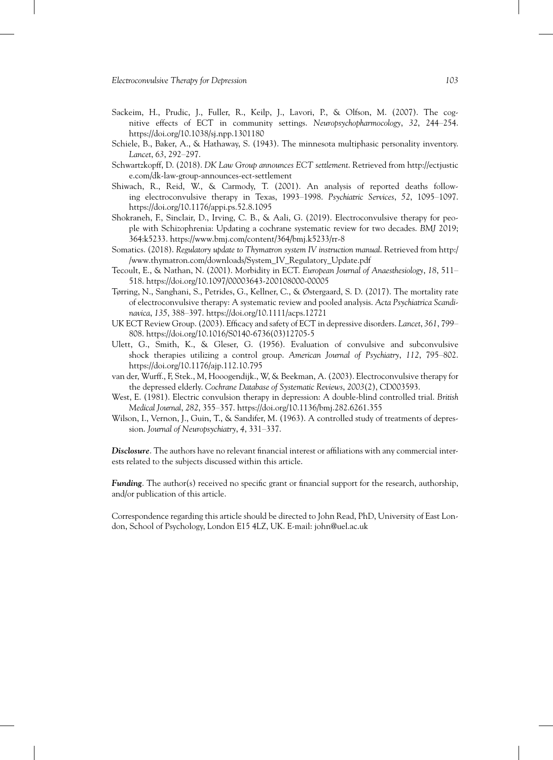Sackeim, H., Prudic, J., Fuller, R., Keilp, J., Lavori, P., & Olfson, M. (2007). The cognitive effects of ECT in community settings. *Neuropsychopharmocology*, *32*, 244–254. https://doi.org/10.1038/sj.npp.1301180

Schiele, B., Baker, A., & Hathaway, S. (1943). The minnesota multiphasic personality inventory. *Lancet*, *63*, 292–297.

Schwartzkopff, D. (2018). *DK Law Group announces ECT settlement*. Retrieved from http://ectjustice.com/dk-law-group-announces-ect-settlement

Shiwach, R., Reid, W., & Carmody, T. (2001). An analysis of reported deaths following electroconvulsive therapy in Texas, 1993–1998. *Psychiatric Services*, *52*, 1095–1097. https://doi.org/10.1176/appi.ps.52.8.1095

Shokraneh, F., Sinclair, D., Irving, C. B., & Aali, G. (2019). Electroconvulsive therapy for people with Schizophrenia: Updating a cochrane systematic review for two decades. *BMJ* 2019; 364:k5233. https://www.bmj.com/content/364/bmj.k5233/rr-8

Somatics. (2018). *Regulatory update to Thymatron system IV instruction manual*. Retrieved from http://www.thymatron.com/downloads/System_IV_Regulatory_Update.pdf

Tecoult, E., & Nathan, N. (2001). Morbidity in ECT. *European Journal of Anaesthesiology*, *18*, 511–518. https://doi.org/10.1097/00003643-200108000-00005

Tørring, N., Sanghani, S., Petrides, G., Kellner, C., & Østergaard, S. D. (2017). The mortality rate of electroconvulsive therapy: A systematic review and pooled analysis. *Acta Psychiatrica Scandinavica*, *135*, 388–397. https://doi.org/10.1111/acps.12721

UK ECT Review Group. (2003). Efficacy and safety of ECT in depressive disorders. *Lancet*, *361*, 799–808. https://doi.org/10.1016/S0140-6736(03)12705-5

Ulett, G., Smith, K., & Gleser, G. (1956). Evaluation of convulsive and subconvulsive shock therapies utilizing a control group. *American Journal of Psychiatry*, *112*, 795–802. https://doi.org/10.1176/ajp.112.10.795

van der, Wurff., F, Stek., M, Hooogendijk., W, & Beekman, A. (2003). Electroconvulsive therapy for the depressed elderly. *Cochrane Database of Systematic Reviews*, *2003*(2), CD003593.

West, E. (1981). Electric convulsion therapy in depression: A double-blind controlled trial. *British Medical Journal*, *282*, 355–357. https://doi.org/10.1136/bmj.282.6261.355

Wilson, I., Vernon, J., Guin, T., & Sandifer, M. (1963). A controlled study of treatments of depression. *Journal of Neuropsychiatry*, *4*, 331–337.

***Disclosure***. The authors have no relevant financial interest or affiliations with any commercial interests related to the subjects discussed within this article.

***Funding***. The author(s) received no specific grant or financial support for the research, authorship, and/or publication of this article.

Correspondence regarding this article should be directed to John Read, PhD, University of East London, School of Psychology, London E15 4LZ, UK. E-mail: john@uel.ac.uk